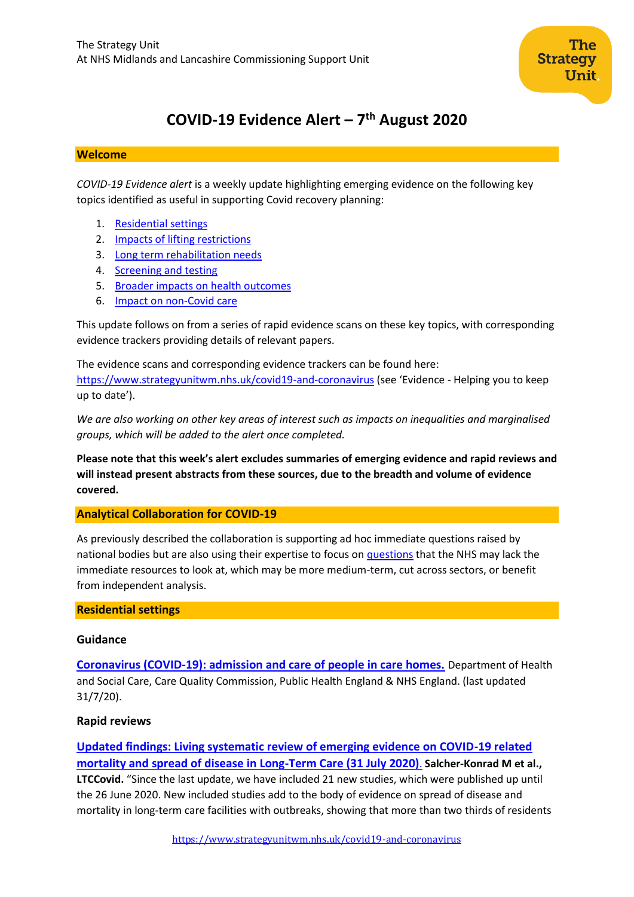The Strategy Unit
At NHS Midlands and Lancashire Commissioning Support Unit

# COVID-19 Evidence Alert – 7th August 2020

## Welcome

*COVID-19 Evidence alert* is a weekly update highlighting emerging evidence on the following key topics identified as useful in supporting Covid recovery planning:

1. Residential settings
2. Impacts of lifting restrictions
3. Long term rehabilitation needs
4. Screening and testing
5. Broader impacts on health outcomes
6. Impact on non-Covid care

This update follows on from a series of rapid evidence scans on these key topics, with corresponding evidence trackers providing details of relevant papers.

The evidence scans and corresponding evidence trackers can be found here: https://www.strategyunitwm.nhs.uk/covid19-and-coronavirus (see 'Evidence - Helping you to keep up to date').

*We are also working on other key areas of interest such as impacts on inequalities and marginalised groups, which will be added to the alert once completed.*

**Please note that this week's alert excludes summaries of emerging evidence and rapid reviews and will instead present abstracts from these sources, due to the breadth and volume of evidence covered.**

## Analytical Collaboration for COVID-19

As previously described the collaboration is supporting ad hoc immediate questions raised by national bodies but are also using their expertise to focus on questions that the NHS may lack the immediate resources to look at, which may be more medium-term, cut across sectors, or benefit from independent analysis.

## Residential settings

### Guidance

**Coronavirus (COVID-19): admission and care of people in care homes.** Department of Health and Social Care, Care Quality Commission, Public Health England & NHS England. (last updated 31/7/20).

### Rapid reviews

**Updated findings: Living systematic review of emerging evidence on COVID-19 related mortality and spread of disease in Long-Term Care (31 July 2020). Salcher-Konrad M et al., LTCCovid.** "Since the last update, we have included 21 new studies, which were published up until the 26 June 2020. New included studies add to the body of evidence on spread of disease and mortality in long-term care facilities with outbreaks, showing that more than two thirds of residents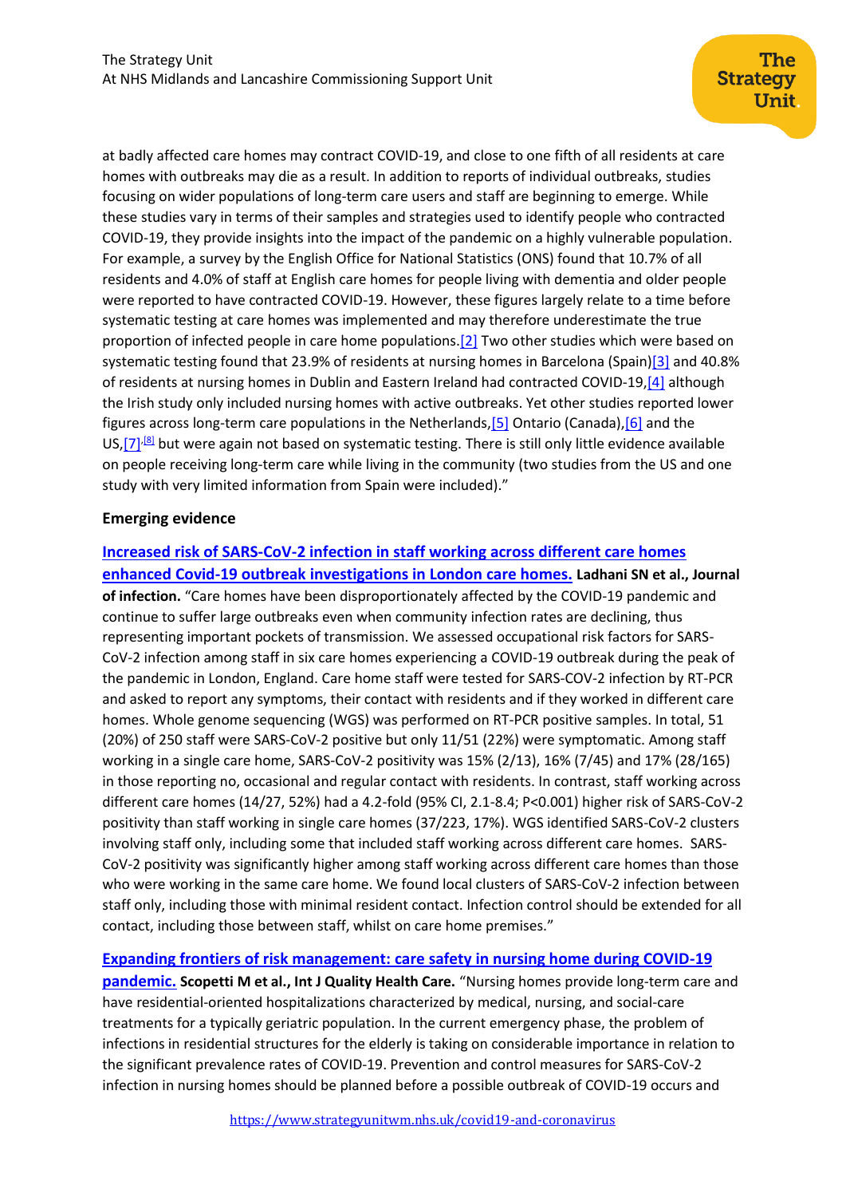at badly affected care homes may contract COVID-19, and close to one fifth of all residents at care homes with outbreaks may die as a result. In addition to reports of individual outbreaks, studies focusing on wider populations of long-term care users and staff are beginning to emerge. While these studies vary in terms of their samples and strategies used to identify people who contracted COVID-19, they provide insights into the impact of the pandemic on a highly vulnerable population. For example, a survey by the English Office for National Statistics (ONS) found that 10.7% of all residents and 4.0% of staff at English care homes for people living with dementia and older people were reported to have contracted COVID-19. However, these figures largely relate to a time before systematic testing at care homes was implemented and may therefore underestimate the true proportion of infected people in care home populations.[2] Two other studies which were based on systematic testing found that 23.9% of residents at nursing homes in Barcelona (Spain)[3] and 40.8% of residents at nursing homes in Dublin and Eastern Ireland had contracted COVID-19,[4] although the Irish study only included nursing homes with active outbreaks. Yet other studies reported lower figures across long-term care populations in the Netherlands,[5] Ontario (Canada),[6] and the US,[7],[8] but were again not based on systematic testing. There is still only little evidence available on people receiving long-term care while living in the community (two studies from the US and one study with very limited information from Spain were included)."

**Emerging evidence**

**Increased risk of SARS-CoV-2 infection in staff working across different care homes enhanced Covid-19 outbreak investigations in London care homes.** **Ladhani SN et al., Journal of infection.** "Care homes have been disproportionately affected by the COVID-19 pandemic and continue to suffer large outbreaks even when community infection rates are declining, thus representing important pockets of transmission. We assessed occupational risk factors for SARS-CoV-2 infection among staff in six care homes experiencing a COVID-19 outbreak during the peak of the pandemic in London, England. Care home staff were tested for SARS-COV-2 infection by RT-PCR and asked to report any symptoms, their contact with residents and if they worked in different care homes. Whole genome sequencing (WGS) was performed on RT-PCR positive samples. In total, 51 (20%) of 250 staff were SARS-CoV-2 positive but only 11/51 (22%) were symptomatic. Among staff working in a single care home, SARS-CoV-2 positivity was 15% (2/13), 16% (7/45) and 17% (28/165) in those reporting no, occasional and regular contact with residents. In contrast, staff working across different care homes (14/27, 52%) had a 4.2-fold (95% CI, 2.1-8.4; P<0.001) higher risk of SARS-CoV-2 positivity than staff working in single care homes (37/223, 17%). WGS identified SARS-CoV-2 clusters involving staff only, including some that included staff working across different care homes. SARS-CoV-2 positivity was significantly higher among staff working across different care homes than those who were working in the same care home. We found local clusters of SARS-CoV-2 infection between staff only, including those with minimal resident contact. Infection control should be extended for all contact, including those between staff, whilst on care home premises."

**Expanding frontiers of risk management: care safety in nursing home during COVID-19 pandemic.** **Scopetti M et al., Int J Quality Health Care.** "Nursing homes provide long-term care and have residential-oriented hospitalizations characterized by medical, nursing, and social-care treatments for a typically geriatric population. In the current emergency phase, the problem of infections in residential structures for the elderly is taking on considerable importance in relation to the significant prevalence rates of COVID-19. Prevention and control measures for SARS-CoV-2 infection in nursing homes should be planned before a possible outbreak of COVID-19 occurs and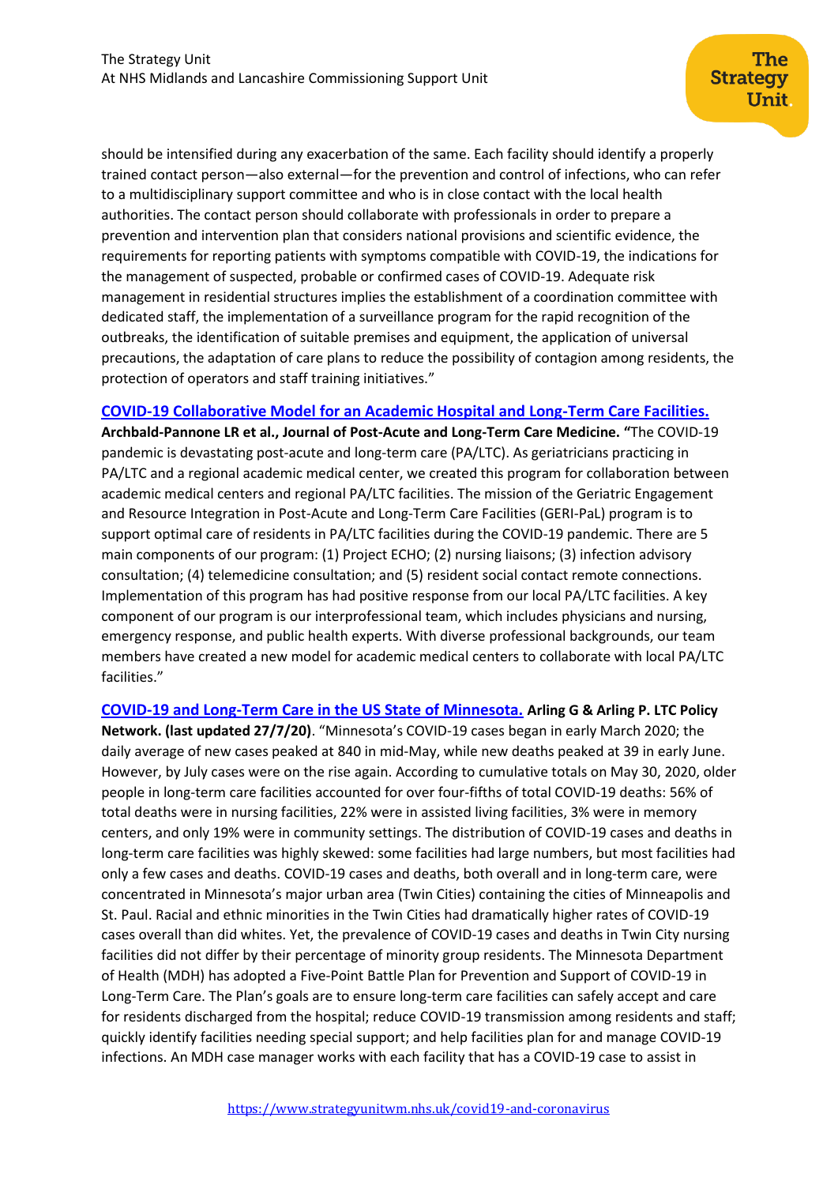should be intensified during any exacerbation of the same. Each facility should identify a properly trained contact person—also external—for the prevention and control of infections, who can refer to a multidisciplinary support committee and who is in close contact with the local health authorities. The contact person should collaborate with professionals in order to prepare a prevention and intervention plan that considers national provisions and scientific evidence, the requirements for reporting patients with symptoms compatible with COVID-19, the indications for the management of suspected, probable or confirmed cases of COVID-19. Adequate risk management in residential structures implies the establishment of a coordination committee with dedicated staff, the implementation of a surveillance program for the rapid recognition of the outbreaks, the identification of suitable premises and equipment, the application of universal precautions, the adaptation of care plans to reduce the possibility of contagion among residents, the protection of operators and staff training initiatives."

**COVID-19 Collaborative Model for an Academic Hospital and Long-Term Care Facilities.** **Archbald-Pannone LR et al., Journal of Post-Acute and Long-Term Care Medicine.** "The COVID-19 pandemic is devastating post-acute and long-term care (PA/LTC). As geriatricians practicing in PA/LTC and a regional academic medical center, we created this program for collaboration between academic medical centers and regional PA/LTC facilities. The mission of the Geriatric Engagement and Resource Integration in Post-Acute and Long-Term Care Facilities (GERI-PaL) program is to support optimal care of residents in PA/LTC facilities during the COVID-19 pandemic. There are 5 main components of our program: (1) Project ECHO; (2) nursing liaisons; (3) infection advisory consultation; (4) telemedicine consultation; and (5) resident social contact remote connections. Implementation of this program has had positive response from our local PA/LTC facilities. A key component of our program is our interprofessional team, which includes physicians and nursing, emergency response, and public health experts. With diverse professional backgrounds, our team members have created a new model for academic medical centers to collaborate with local PA/LTC facilities."

**COVID-19 and Long-Term Care in the US State of Minnesota.** **Arling G & Arling P. LTC Policy Network. (last updated 27/7/20)**. "Minnesota's COVID-19 cases began in early March 2020; the daily average of new cases peaked at 840 in mid-May, while new deaths peaked at 39 in early June. However, by July cases were on the rise again. According to cumulative totals on May 30, 2020, older people in long-term care facilities accounted for over four-fifths of total COVID-19 deaths: 56% of total deaths were in nursing facilities, 22% were in assisted living facilities, 3% were in memory centers, and only 19% were in community settings. The distribution of COVID-19 cases and deaths in long-term care facilities was highly skewed: some facilities had large numbers, but most facilities had only a few cases and deaths. COVID-19 cases and deaths, both overall and in long-term care, were concentrated in Minnesota's major urban area (Twin Cities) containing the cities of Minneapolis and St. Paul. Racial and ethnic minorities in the Twin Cities had dramatically higher rates of COVID-19 cases overall than did whites. Yet, the prevalence of COVID-19 cases and deaths in Twin City nursing facilities did not differ by their percentage of minority group residents. The Minnesota Department of Health (MDH) has adopted a Five-Point Battle Plan for Prevention and Support of COVID-19 in Long-Term Care. The Plan's goals are to ensure long-term care facilities can safely accept and care for residents discharged from the hospital; reduce COVID-19 transmission among residents and staff; quickly identify facilities needing special support; and help facilities plan for and manage COVID-19 infections. An MDH case manager works with each facility that has a COVID-19 case to assist in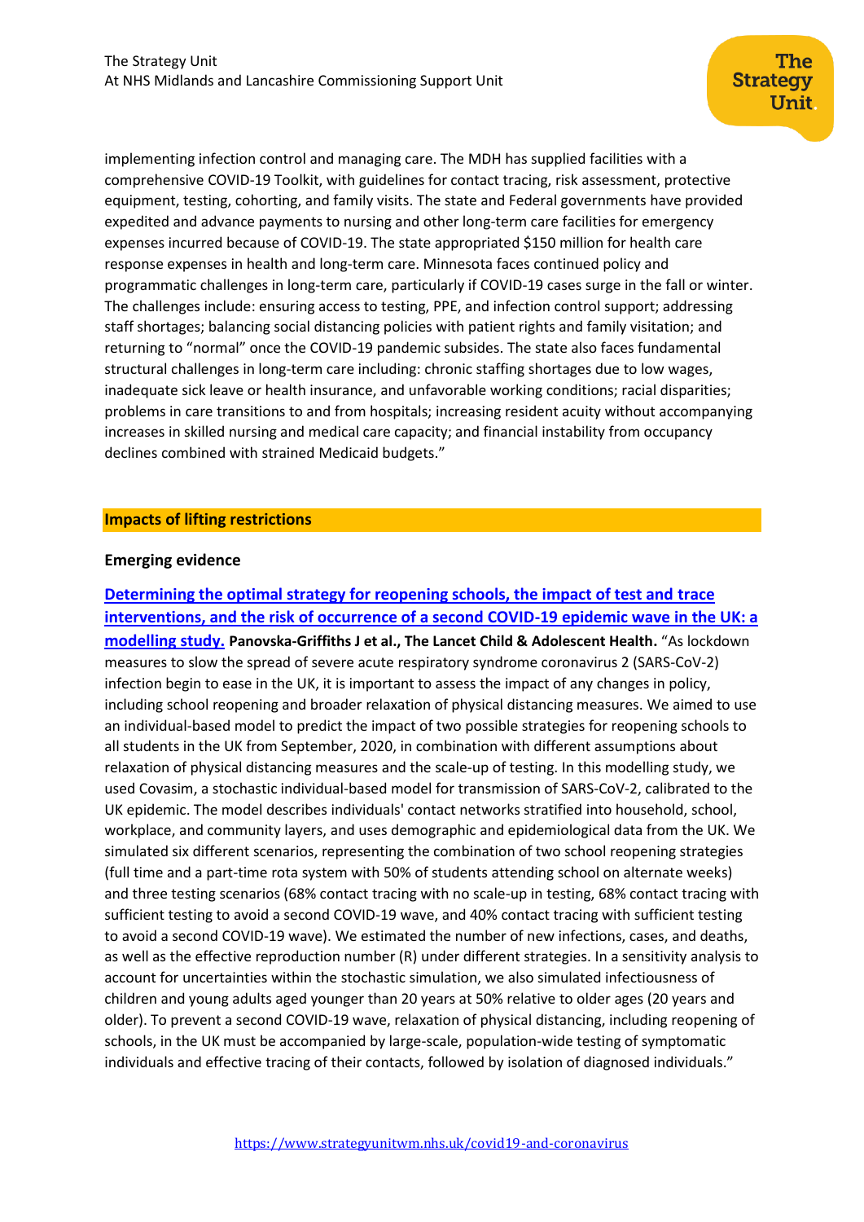implementing infection control and managing care. The MDH has supplied facilities with a comprehensive COVID-19 Toolkit, with guidelines for contact tracing, risk assessment, protective equipment, testing, cohorting, and family visits. The state and Federal governments have provided expedited and advance payments to nursing and other long-term care facilities for emergency expenses incurred because of COVID-19. The state appropriated $150 million for health care response expenses in health and long-term care. Minnesota faces continued policy and programmatic challenges in long-term care, particularly if COVID-19 cases surge in the fall or winter. The challenges include: ensuring access to testing, PPE, and infection control support; addressing staff shortages; balancing social distancing policies with patient rights and family visitation; and returning to "normal" once the COVID-19 pandemic subsides. The state also faces fundamental structural challenges in long-term care including: chronic staffing shortages due to low wages, inadequate sick leave or health insurance, and unfavorable working conditions; racial disparities; problems in care transitions to and from hospitals; increasing resident acuity without accompanying increases in skilled nursing and medical care capacity; and financial instability from occupancy declines combined with strained Medicaid budgets."

## Impacts of lifting restrictions

### Emerging evidence

**Determining the optimal strategy for reopening schools, the impact of test and trace interventions, and the risk of occurrence of a second COVID-19 epidemic wave in the UK: a modelling study. Panovska-Griffiths J et al., The Lancet Child & Adolescent Health.** "As lockdown measures to slow the spread of severe acute respiratory syndrome coronavirus 2 (SARS-CoV-2) infection begin to ease in the UK, it is important to assess the impact of any changes in policy, including school reopening and broader relaxation of physical distancing measures. We aimed to use an individual-based model to predict the impact of two possible strategies for reopening schools to all students in the UK from September, 2020, in combination with different assumptions about relaxation of physical distancing measures and the scale-up of testing. In this modelling study, we used Covasim, a stochastic individual-based model for transmission of SARS-CoV-2, calibrated to the UK epidemic. The model describes individuals' contact networks stratified into household, school, workplace, and community layers, and uses demographic and epidemiological data from the UK. We simulated six different scenarios, representing the combination of two school reopening strategies (full time and a part-time rota system with 50% of students attending school on alternate weeks) and three testing scenarios (68% contact tracing with no scale-up in testing, 68% contact tracing with sufficient testing to avoid a second COVID-19 wave, and 40% contact tracing with sufficient testing to avoid a second COVID-19 wave). We estimated the number of new infections, cases, and deaths, as well as the effective reproduction number (R) under different strategies. In a sensitivity analysis to account for uncertainties within the stochastic simulation, we also simulated infectiousness of children and young adults aged younger than 20 years at 50% relative to older ages (20 years and older). To prevent a second COVID-19 wave, relaxation of physical distancing, including reopening of schools, in the UK must be accompanied by large-scale, population-wide testing of symptomatic individuals and effective tracing of their contacts, followed by isolation of diagnosed individuals."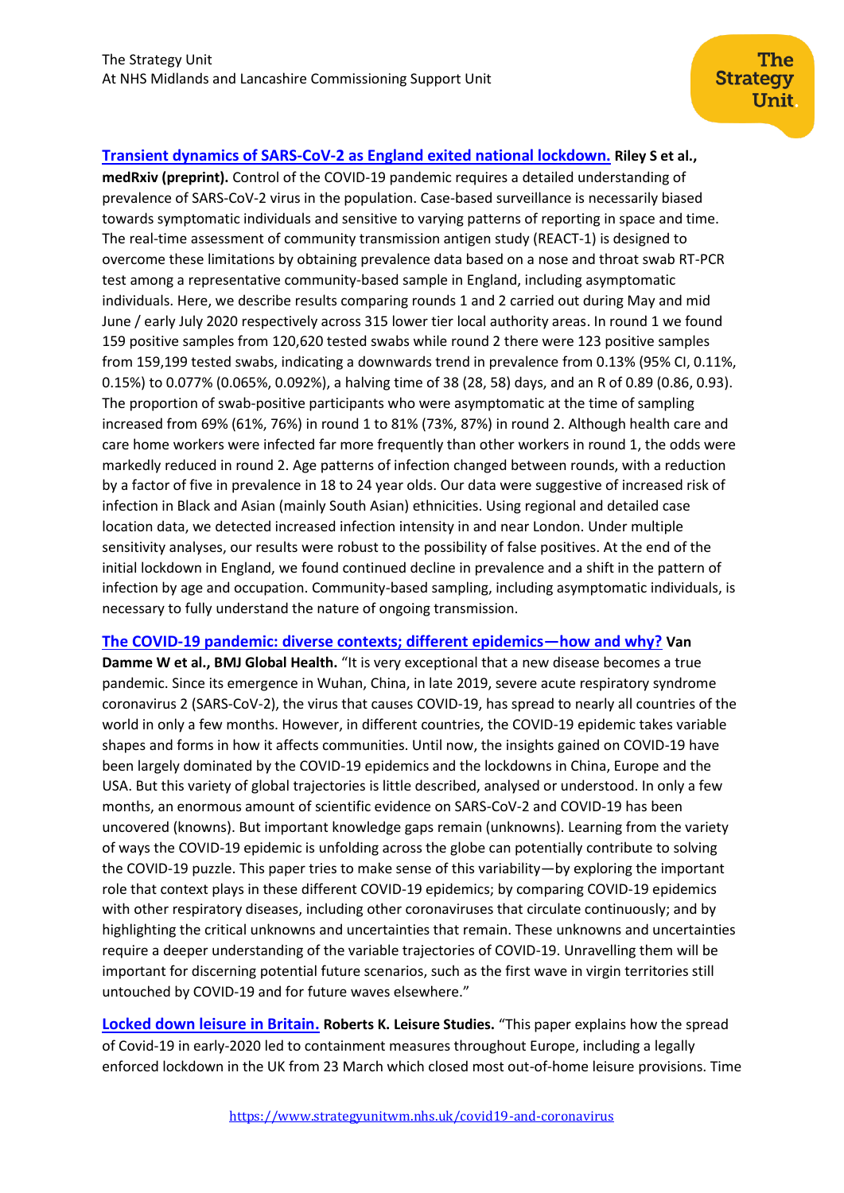[**Transient dynamics of SARS-CoV-2 as England exited national lockdown.**]() **Riley S et al., medRxiv (preprint).** Control of the COVID-19 pandemic requires a detailed understanding of prevalence of SARS-CoV-2 virus in the population. Case-based surveillance is necessarily biased towards symptomatic individuals and sensitive to varying patterns of reporting in space and time. The real-time assessment of community transmission antigen study (REACT-1) is designed to overcome these limitations by obtaining prevalence data based on a nose and throat swab RT-PCR test among a representative community-based sample in England, including asymptomatic individuals. Here, we describe results comparing rounds 1 and 2 carried out during May and mid June / early July 2020 respectively across 315 lower tier local authority areas. In round 1 we found 159 positive samples from 120,620 tested swabs while round 2 there were 123 positive samples from 159,199 tested swabs, indicating a downwards trend in prevalence from 0.13% (95% CI, 0.11%, 0.15%) to 0.077% (0.065%, 0.092%), a halving time of 38 (28, 58) days, and an R of 0.89 (0.86, 0.93). The proportion of swab-positive participants who were asymptomatic at the time of sampling increased from 69% (61%, 76%) in round 1 to 81% (73%, 87%) in round 2. Although health care and care home workers were infected far more frequently than other workers in round 1, the odds were markedly reduced in round 2. Age patterns of infection changed between rounds, with a reduction by a factor of five in prevalence in 18 to 24 year olds. Our data were suggestive of increased risk of infection in Black and Asian (mainly South Asian) ethnicities. Using regional and detailed case location data, we detected increased infection intensity in and near London. Under multiple sensitivity analyses, our results were robust to the possibility of false positives. At the end of the initial lockdown in England, we found continued decline in prevalence and a shift in the pattern of infection by age and occupation. Community-based sampling, including asymptomatic individuals, is necessary to fully understand the nature of ongoing transmission.

[**The COVID-19 pandemic: diverse contexts; different epidemics—how and why?**]() **Van Damme W et al., BMJ Global Health.** "It is very exceptional that a new disease becomes a true pandemic. Since its emergence in Wuhan, China, in late 2019, severe acute respiratory syndrome coronavirus 2 (SARS-CoV-2), the virus that causes COVID-19, has spread to nearly all countries of the world in only a few months. However, in different countries, the COVID-19 epidemic takes variable shapes and forms in how it affects communities. Until now, the insights gained on COVID-19 have been largely dominated by the COVID-19 epidemics and the lockdowns in China, Europe and the USA. But this variety of global trajectories is little described, analysed or understood. In only a few months, an enormous amount of scientific evidence on SARS-CoV-2 and COVID-19 has been uncovered (knowns). But important knowledge gaps remain (unknowns). Learning from the variety of ways the COVID-19 epidemic is unfolding across the globe can potentially contribute to solving the COVID-19 puzzle. This paper tries to make sense of this variability—by exploring the important role that context plays in these different COVID-19 epidemics; by comparing COVID-19 epidemics with other respiratory diseases, including other coronaviruses that circulate continuously; and by highlighting the critical unknowns and uncertainties that remain. These unknowns and uncertainties require a deeper understanding of the variable trajectories of COVID-19. Unravelling them will be important for discerning potential future scenarios, such as the first wave in virgin territories still untouched by COVID-19 and for future waves elsewhere."

[**Locked down leisure in Britain.**]() **Roberts K. Leisure Studies.** "This paper explains how the spread of Covid-19 in early-2020 led to containment measures throughout Europe, including a legally enforced lockdown in the UK from 23 March which closed most out-of-home leisure provisions. Time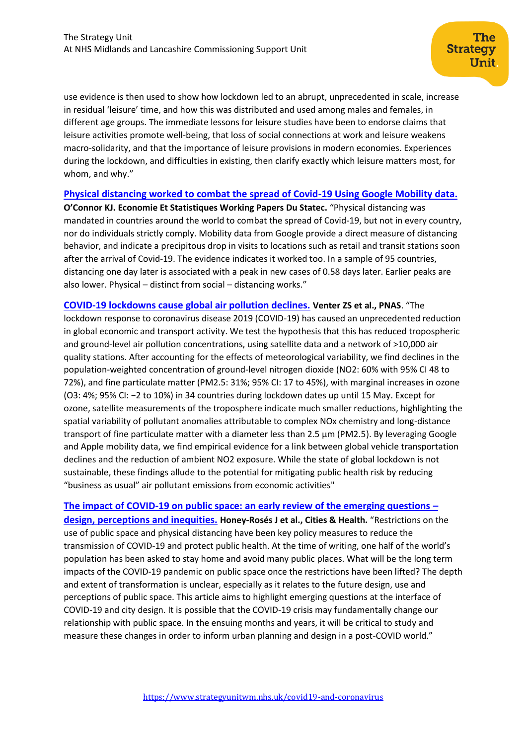use evidence is then used to show how lockdown led to an abrupt, unprecedented in scale, increase in residual 'leisure' time, and how this was distributed and used among males and females, in different age groups. The immediate lessons for leisure studies have been to endorse claims that leisure activities promote well-being, that loss of social connections at work and leisure weakens macro-solidarity, and that the importance of leisure provisions in modern economies. Experiences during the lockdown, and difficulties in existing, then clarify exactly which leisure matters most, for whom, and why."

**Physical distancing worked to combat the spread of Covid-19 Using Google Mobility data.** **O'Connor KJ. Economie Et Statistiques Working Papers Du Statec.** "Physical distancing was mandated in countries around the world to combat the spread of Covid-19, but not in every country, nor do individuals strictly comply. Mobility data from Google provide a direct measure of distancing behavior, and indicate a precipitous drop in visits to locations such as retail and transit stations soon after the arrival of Covid-19. The evidence indicates it worked too. In a sample of 95 countries, distancing one day later is associated with a peak in new cases of 0.58 days later. Earlier peaks are also lower. Physical – distinct from social – distancing works."

**COVID-19 lockdowns cause global air pollution declines.** **Venter ZS et al., PNAS**. "The lockdown response to coronavirus disease 2019 (COVID-19) has caused an unprecedented reduction in global economic and transport activity. We test the hypothesis that this has reduced tropospheric and ground-level air pollution concentrations, using satellite data and a network of >10,000 air quality stations. After accounting for the effects of meteorological variability, we find declines in the population-weighted concentration of ground-level nitrogen dioxide ($NO_2$: 60% with 95% CI 48 to 72%), and fine particulate matter ($PM_{2.5}$: 31%; 95% CI: 17 to 45%), with marginal increases in ozone ($O_3$: 4%; 95% CI: −2 to 10%) in 34 countries during lockdown dates up until 15 May. Except for ozone, satellite measurements of the troposphere indicate much smaller reductions, highlighting the spatial variability of pollutant anomalies attributable to complex $NO_x$ chemistry and long-distance transport of fine particulate matter with a diameter less than 2.5 µm ($PM_{2.5}$). By leveraging Google and Apple mobility data, we find empirical evidence for a link between global vehicle transportation declines and the reduction of ambient $NO_2$ exposure. While the state of global lockdown is not sustainable, these findings allude to the potential for mitigating public health risk by reducing "business as usual" air pollutant emissions from economic activities"

**The impact of COVID-19 on public space: an early review of the emerging questions – design, perceptions and inequities.** **Honey-Rosés J et al., Cities & Health.** "Restrictions on the use of public space and physical distancing have been key policy measures to reduce the transmission of COVID-19 and protect public health. At the time of writing, one half of the world's population has been asked to stay home and avoid many public places. What will be the long term impacts of the COVID-19 pandemic on public space once the restrictions have been lifted? The depth and extent of transformation is unclear, especially as it relates to the future design, use and perceptions of public space. This article aims to highlight emerging questions at the interface of COVID-19 and city design. It is possible that the COVID-19 crisis may fundamentally change our relationship with public space. In the ensuing months and years, it will be critical to study and measure these changes in order to inform urban planning and design in a post-COVID world."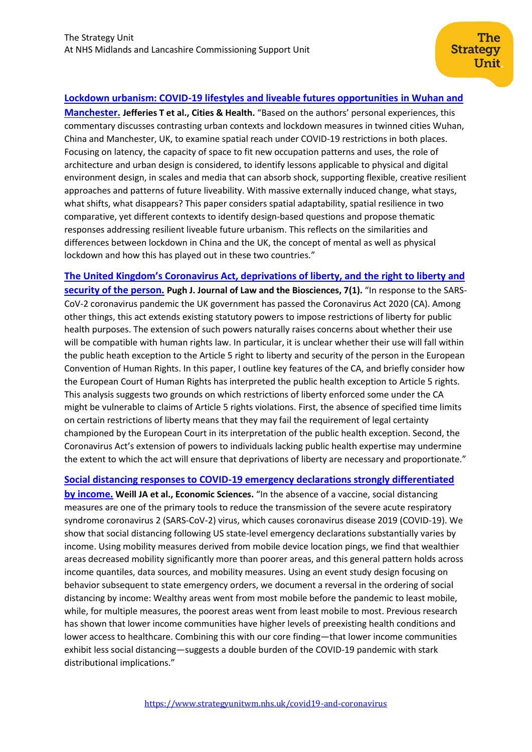**[Lockdown urbanism: COVID-19 lifestyles and liveable futures opportunities in Wuhan and Manchester.](#)** **Jefferies T et al., Cities & Health.** "Based on the authors' personal experiences, this commentary discusses contrasting urban contexts and lockdown measures in twinned cities Wuhan, China and Manchester, UK, to examine spatial reach under COVID-19 restrictions in both places. Focusing on latency, the capacity of space to fit new occupation patterns and uses, the role of architecture and urban design is considered, to identify lessons applicable to physical and digital environment design, in scales and media that can absorb shock, supporting flexible, creative resilient approaches and patterns of future liveability. With massive externally induced change, what stays, what shifts, what disappears? This paper considers spatial adaptability, spatial resilience in two comparative, yet different contexts to identify design-based questions and propose thematic responses addressing resilient liveable future urbanism. This reflects on the similarities and differences between lockdown in China and the UK, the concept of mental as well as physical lockdown and how this has played out in these two countries."

**[The United Kingdom's Coronavirus Act, deprivations of liberty, and the right to liberty and security of the person.](#)** **Pugh J. Journal of Law and the Biosciences, 7(1).** "In response to the SARS-CoV-2 coronavirus pandemic the UK government has passed the Coronavirus Act 2020 (CA). Among other things, this act extends existing statutory powers to impose restrictions of liberty for public health purposes. The extension of such powers naturally raises concerns about whether their use will be compatible with human rights law. In particular, it is unclear whether their use will fall within the public heath exception to the Article 5 right to liberty and security of the person in the European Convention of Human Rights. In this paper, I outline key features of the CA, and briefly consider how the European Court of Human Rights has interpreted the public health exception to Article 5 rights. This analysis suggests two grounds on which restrictions of liberty enforced some under the CA might be vulnerable to claims of Article 5 rights violations. First, the absence of specified time limits on certain restrictions of liberty means that they may fail the requirement of legal certainty championed by the European Court in its interpretation of the public health exception. Second, the Coronavirus Act's extension of powers to individuals lacking public health expertise may undermine the extent to which the act will ensure that deprivations of liberty are necessary and proportionate."

**[Social distancing responses to COVID-19 emergency declarations strongly differentiated by income.](#)** **Weill JA et al., Economic Sciences.** "In the absence of a vaccine, social distancing measures are one of the primary tools to reduce the transmission of the severe acute respiratory syndrome coronavirus 2 (SARS-CoV-2) virus, which causes coronavirus disease 2019 (COVID-19). We show that social distancing following US state-level emergency declarations substantially varies by income. Using mobility measures derived from mobile device location pings, we find that wealthier areas decreased mobility significantly more than poorer areas, and this general pattern holds across income quantiles, data sources, and mobility measures. Using an event study design focusing on behavior subsequent to state emergency orders, we document a reversal in the ordering of social distancing by income: Wealthy areas went from most mobile before the pandemic to least mobile, while, for multiple measures, the poorest areas went from least mobile to most. Previous research has shown that lower income communities have higher levels of preexisting health conditions and lower access to healthcare. Combining this with our core finding—that lower income communities exhibit less social distancing—suggests a double burden of the COVID-19 pandemic with stark distributional implications."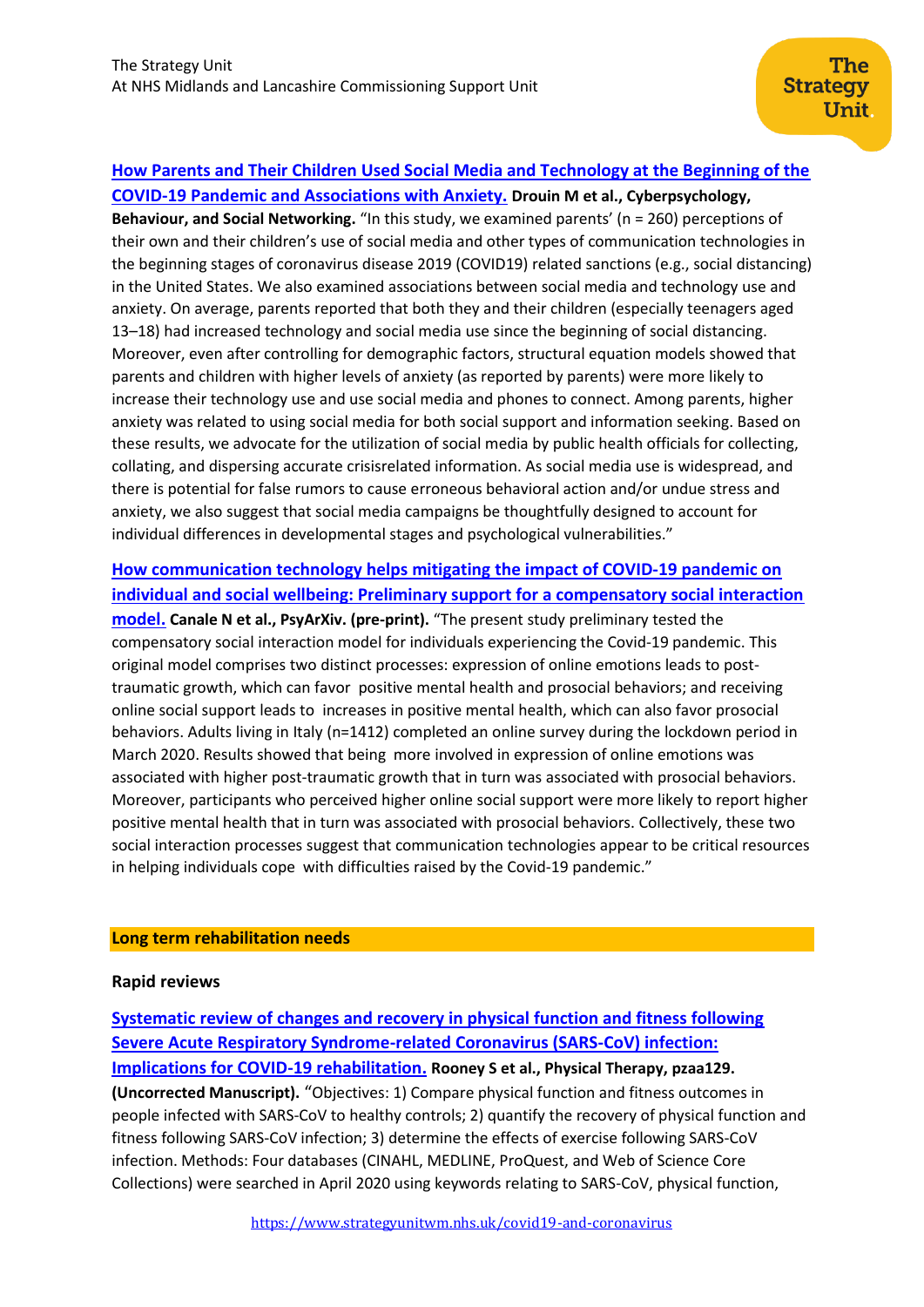**[How Parents and Their Children Used Social Media and Technology at the Beginning of the COVID-19 Pandemic and Associations with Anxiety.](#) Drouin M et al., Cyberpsychology, Behaviour, and Social Networking.** "In this study, we examined parents' (n = 260) perceptions of their own and their children's use of social media and other types of communication technologies in the beginning stages of coronavirus disease 2019 (COVID19) related sanctions (e.g., social distancing) in the United States. We also examined associations between social media and technology use and anxiety. On average, parents reported that both they and their children (especially teenagers aged 13–18) had increased technology and social media use since the beginning of social distancing. Moreover, even after controlling for demographic factors, structural equation models showed that parents and children with higher levels of anxiety (as reported by parents) were more likely to increase their technology use and use social media and phones to connect. Among parents, higher anxiety was related to using social media for both social support and information seeking. Based on these results, we advocate for the utilization of social media by public health officials for collecting, collating, and dispersing accurate crisisrelated information. As social media use is widespread, and there is potential for false rumors to cause erroneous behavioral action and/or undue stress and anxiety, we also suggest that social media campaigns be thoughtfully designed to account for individual differences in developmental stages and psychological vulnerabilities."

**[How communication technology helps mitigating the impact of COVID-19 pandemic on individual and social wellbeing: Preliminary support for a compensatory social interaction model.](#) Canale N et al., PsyArXiv. (pre-print).** "The present study preliminary tested the compensatory social interaction model for individuals experiencing the Covid-19 pandemic. This original model comprises two distinct processes: expression of online emotions leads to post-traumatic growth, which can favor positive mental health and prosocial behaviors; and receiving online social support leads to increases in positive mental health, which can also favor prosocial behaviors. Adults living in Italy (n=1412) completed an online survey during the lockdown period in March 2020. Results showed that being more involved in expression of online emotions was associated with higher post-traumatic growth that in turn was associated with prosocial behaviors. Moreover, participants who perceived higher online social support were more likely to report higher positive mental health that in turn was associated with prosocial behaviors. Collectively, these two social interaction processes suggest that communication technologies appear to be critical resources in helping individuals cope with difficulties raised by the Covid-19 pandemic."

## Long term rehabilitation needs

### Rapid reviews

**[Systematic review of changes and recovery in physical function and fitness following Severe Acute Respiratory Syndrome-related Coronavirus (SARS-CoV) infection: Implications for COVID-19 rehabilitation.](#) Rooney S et al., Physical Therapy, pzaa129. (Uncorrected Manuscript).** "Objectives: 1) Compare physical function and fitness outcomes in people infected with SARS-CoV to healthy controls; 2) quantify the recovery of physical function and fitness following SARS-CoV infection; 3) determine the effects of exercise following SARS-CoV infection. Methods: Four databases (CINAHL, MEDLINE, ProQuest, and Web of Science Core Collections) were searched in April 2020 using keywords relating to SARS-CoV, physical function,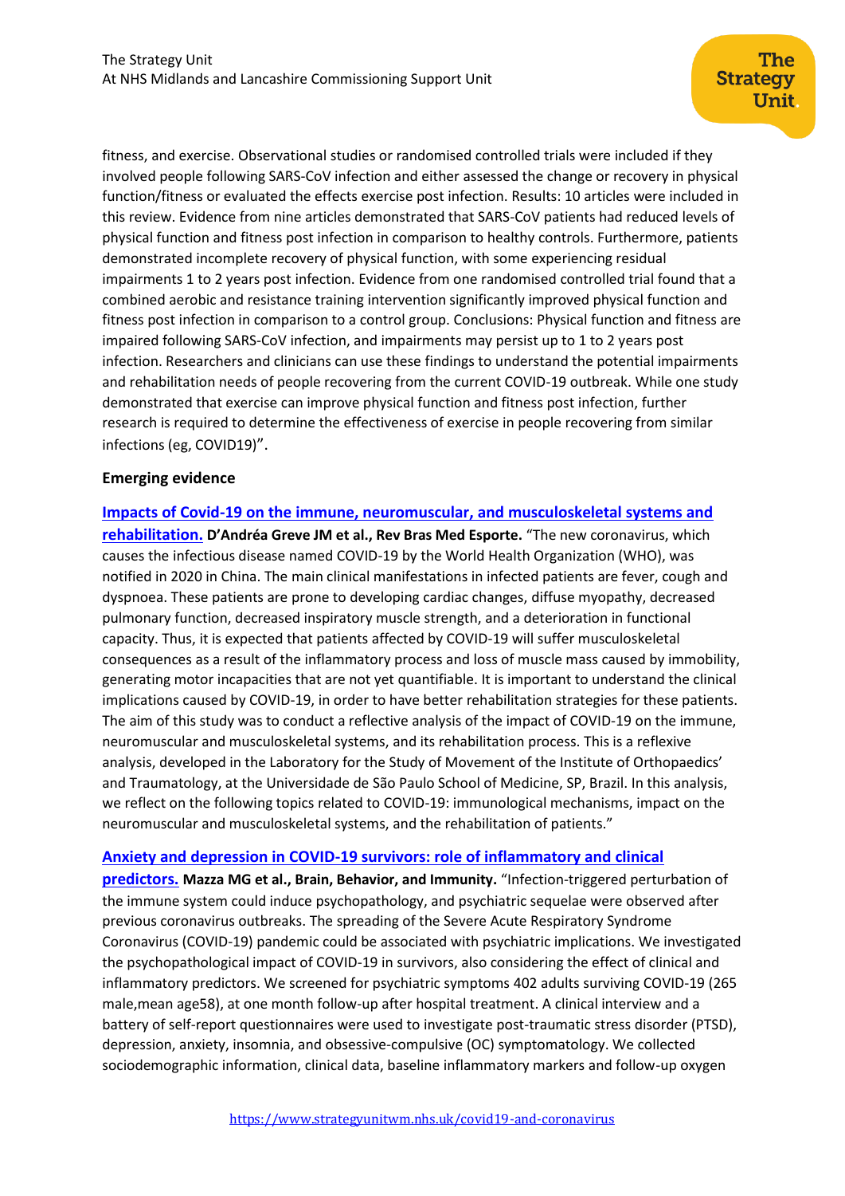fitness, and exercise. Observational studies or randomised controlled trials were included if they involved people following SARS-CoV infection and either assessed the change or recovery in physical function/fitness or evaluated the effects exercise post infection. Results: 10 articles were included in this review. Evidence from nine articles demonstrated that SARS-CoV patients had reduced levels of physical function and fitness post infection in comparison to healthy controls. Furthermore, patients demonstrated incomplete recovery of physical function, with some experiencing residual impairments 1 to 2 years post infection. Evidence from one randomised controlled trial found that a combined aerobic and resistance training intervention significantly improved physical function and fitness post infection in comparison to a control group. Conclusions: Physical function and fitness are impaired following SARS-CoV infection, and impairments may persist up to 1 to 2 years post infection. Researchers and clinicians can use these findings to understand the potential impairments and rehabilitation needs of people recovering from the current COVID-19 outbreak. While one study demonstrated that exercise can improve physical function and fitness post infection, further research is required to determine the effectiveness of exercise in people recovering from similar infections (eg, COVID19)".

**Emerging evidence**

**Impacts of Covid-19 on the immune, neuromuscular, and musculoskeletal systems and rehabilitation.** **D'Andréa Greve JM et al., Rev Bras Med Esporte.** "The new coronavirus, which causes the infectious disease named COVID-19 by the World Health Organization (WHO), was notified in 2020 in China. The main clinical manifestations in infected patients are fever, cough and dyspnoea. These patients are prone to developing cardiac changes, diffuse myopathy, decreased pulmonary function, decreased inspiratory muscle strength, and a deterioration in functional capacity. Thus, it is expected that patients affected by COVID-19 will suffer musculoskeletal consequences as a result of the inflammatory process and loss of muscle mass caused by immobility, generating motor incapacities that are not yet quantifiable. It is important to understand the clinical implications caused by COVID-19, in order to have better rehabilitation strategies for these patients. The aim of this study was to conduct a reflective analysis of the impact of COVID-19 on the immune, neuromuscular and musculoskeletal systems, and its rehabilitation process. This is a reflexive analysis, developed in the Laboratory for the Study of Movement of the Institute of Orthopaedics' and Traumatology, at the Universidade de São Paulo School of Medicine, SP, Brazil. In this analysis, we reflect on the following topics related to COVID-19: immunological mechanisms, impact on the neuromuscular and musculoskeletal systems, and the rehabilitation of patients."

**Anxiety and depression in COVID-19 survivors: role of inflammatory and clinical predictors.** **Mazza MG et al., Brain, Behavior, and Immunity.** "Infection-triggered perturbation of the immune system could induce psychopathology, and psychiatric sequelae were observed after previous coronavirus outbreaks. The spreading of the Severe Acute Respiratory Syndrome Coronavirus (COVID-19) pandemic could be associated with psychiatric implications. We investigated the psychopathological impact of COVID-19 in survivors, also considering the effect of clinical and inflammatory predictors. We screened for psychiatric symptoms 402 adults surviving COVID-19 (265 male,mean age58), at one month follow-up after hospital treatment. A clinical interview and a battery of self-report questionnaires were used to investigate post-traumatic stress disorder (PTSD), depression, anxiety, insomnia, and obsessive-compulsive (OC) symptomatology. We collected sociodemographic information, clinical data, baseline inflammatory markers and follow-up oxygen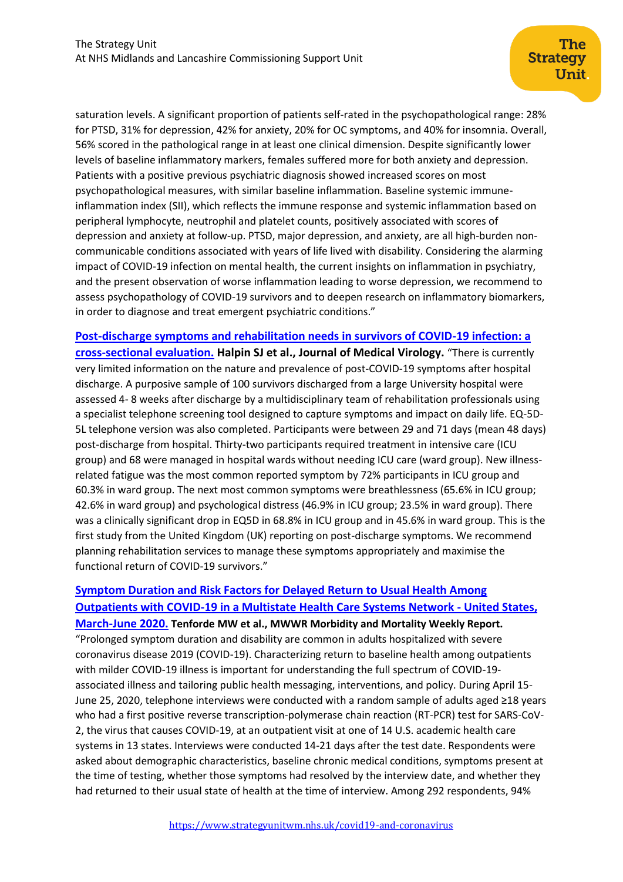saturation levels. A significant proportion of patients self-rated in the psychopathological range: 28% for PTSD, 31% for depression, 42% for anxiety, 20% for OC symptoms, and 40% for insomnia. Overall, 56% scored in the pathological range in at least one clinical dimension. Despite significantly lower levels of baseline inflammatory markers, females suffered more for both anxiety and depression. Patients with a positive previous psychiatric diagnosis showed increased scores on most psychopathological measures, with similar baseline inflammation. Baseline systemic immune-inflammation index (SII), which reflects the immune response and systemic inflammation based on peripheral lymphocyte, neutrophil and platelet counts, positively associated with scores of depression and anxiety at follow-up. PTSD, major depression, and anxiety, are all high-burden non-communicable conditions associated with years of life lived with disability. Considering the alarming impact of COVID-19 infection on mental health, the current insights on inflammation in psychiatry, and the present observation of worse inflammation leading to worse depression, we recommend to assess psychopathology of COVID-19 survivors and to deepen research on inflammatory biomarkers, in order to diagnose and treat emergent psychiatric conditions."

**Post-discharge symptoms and rehabilitation needs in survivors of COVID-19 infection: a cross-sectional evaluation.** **Halpin SJ et al., Journal of Medical Virology.** "There is currently very limited information on the nature and prevalence of post-COVID-19 symptoms after hospital discharge. A purposive sample of 100 survivors discharged from a large University hospital were assessed 4- 8 weeks after discharge by a multidisciplinary team of rehabilitation professionals using a specialist telephone screening tool designed to capture symptoms and impact on daily life. EQ-5D-5L telephone version was also completed. Participants were between 29 and 71 days (mean 48 days) post-discharge from hospital. Thirty-two participants required treatment in intensive care (ICU group) and 68 were managed in hospital wards without needing ICU care (ward group). New illness-related fatigue was the most common reported symptom by 72% participants in ICU group and 60.3% in ward group. The next most common symptoms were breathlessness (65.6% in ICU group; 42.6% in ward group) and psychological distress (46.9% in ICU group; 23.5% in ward group). There was a clinically significant drop in EQ5D in 68.8% in ICU group and in 45.6% in ward group. This is the first study from the United Kingdom (UK) reporting on post-discharge symptoms. We recommend planning rehabilitation services to manage these symptoms appropriately and maximise the functional return of COVID-19 survivors."

**Symptom Duration and Risk Factors for Delayed Return to Usual Health Among Outpatients with COVID-19 in a Multistate Health Care Systems Network - United States, March-June 2020.** **Tenforde MW et al., MWWR Morbidity and Mortality Weekly Report.** "Prolonged symptom duration and disability are common in adults hospitalized with severe coronavirus disease 2019 (COVID-19). Characterizing return to baseline health among outpatients with milder COVID-19 illness is important for understanding the full spectrum of COVID-19-associated illness and tailoring public health messaging, interventions, and policy. During April 15-June 25, 2020, telephone interviews were conducted with a random sample of adults aged ≥18 years who had a first positive reverse transcription-polymerase chain reaction (RT-PCR) test for SARS-CoV-2, the virus that causes COVID-19, at an outpatient visit at one of 14 U.S. academic health care systems in 13 states. Interviews were conducted 14-21 days after the test date. Respondents were asked about demographic characteristics, baseline chronic medical conditions, symptoms present at the time of testing, whether those symptoms had resolved by the interview date, and whether they had returned to their usual state of health at the time of interview. Among 292 respondents, 94%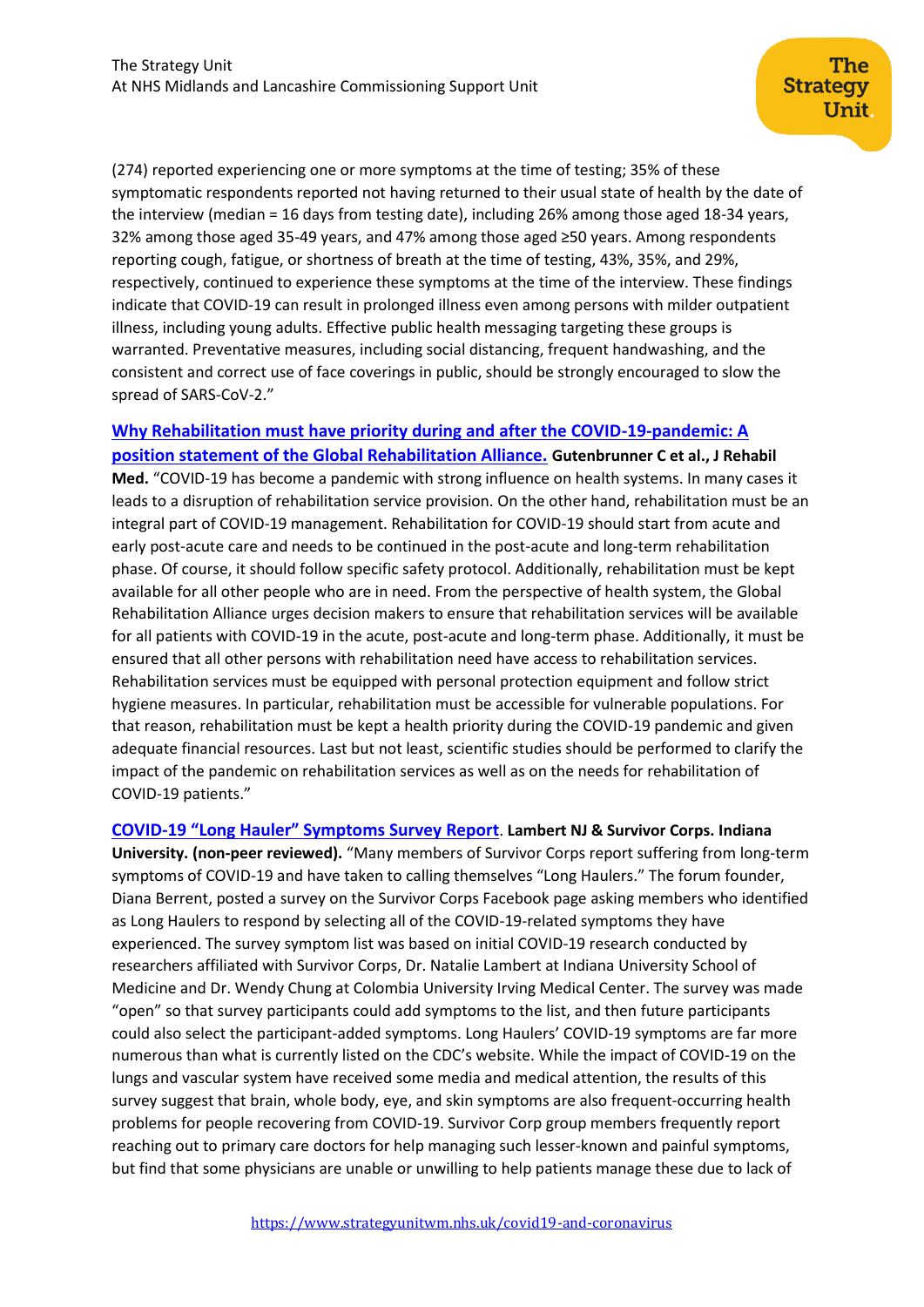(274) reported experiencing one or more symptoms at the time of testing; 35% of these symptomatic respondents reported not having returned to their usual state of health by the date of the interview (median = 16 days from testing date), including 26% among those aged 18-34 years, 32% among those aged 35-49 years, and 47% among those aged ≥50 years. Among respondents reporting cough, fatigue, or shortness of breath at the time of testing, 43%, 35%, and 29%, respectively, continued to experience these symptoms at the time of the interview. These findings indicate that COVID-19 can result in prolonged illness even among persons with milder outpatient illness, including young adults. Effective public health messaging targeting these groups is warranted. Preventative measures, including social distancing, frequent handwashing, and the consistent and correct use of face coverings in public, should be strongly encouraged to slow the spread of SARS-CoV-2."

**Why Rehabilitation must have priority during and after the COVID-19-pandemic: A position statement of the Global Rehabilitation Alliance.** **Gutenbrunner C et al., J Rehabil Med.** "COVID-19 has become a pandemic with strong influence on health systems. In many cases it leads to a disruption of rehabilitation service provision. On the other hand, rehabilitation must be an integral part of COVID-19 management. Rehabilitation for COVID-19 should start from acute and early post-acute care and needs to be continued in the post-acute and long-term rehabilitation phase. Of course, it should follow specific safety protocol. Additionally, rehabilitation must be kept available for all other people who are in need. From the perspective of health system, the Global Rehabilitation Alliance urges decision makers to ensure that rehabilitation services will be available for all patients with COVID-19 in the acute, post-acute and long-term phase. Additionally, it must be ensured that all other persons with rehabilitation need have access to rehabilitation services. Rehabilitation services must be equipped with personal protection equipment and follow strict hygiene measures. In particular, rehabilitation must be accessible for vulnerable populations. For that reason, rehabilitation must be kept a health priority during the COVID-19 pandemic and given adequate financial resources. Last but not least, scientific studies should be performed to clarify the impact of the pandemic on rehabilitation services as well as on the needs for rehabilitation of COVID-19 patients."

**COVID-19 "Long Hauler" Symptoms Survey Report**. **Lambert NJ & Survivor Corps. Indiana University. (non-peer reviewed).** "Many members of Survivor Corps report suffering from long-term symptoms of COVID-19 and have taken to calling themselves "Long Haulers." The forum founder, Diana Berrent, posted a survey on the Survivor Corps Facebook page asking members who identified as Long Haulers to respond by selecting all of the COVID-19-related symptoms they have experienced. The survey symptom list was based on initial COVID-19 research conducted by researchers affiliated with Survivor Corps, Dr. Natalie Lambert at Indiana University School of Medicine and Dr. Wendy Chung at Colombia University Irving Medical Center. The survey was made "open" so that survey participants could add symptoms to the list, and then future participants could also select the participant-added symptoms. Long Haulers' COVID-19 symptoms are far more numerous than what is currently listed on the CDC's website. While the impact of COVID-19 on the lungs and vascular system have received some media and medical attention, the results of this survey suggest that brain, whole body, eye, and skin symptoms are also frequent-occurring health problems for people recovering from COVID-19. Survivor Corp group members frequently report reaching out to primary care doctors for help managing such lesser-known and painful symptoms, but find that some physicians are unable or unwilling to help patients manage these due to lack of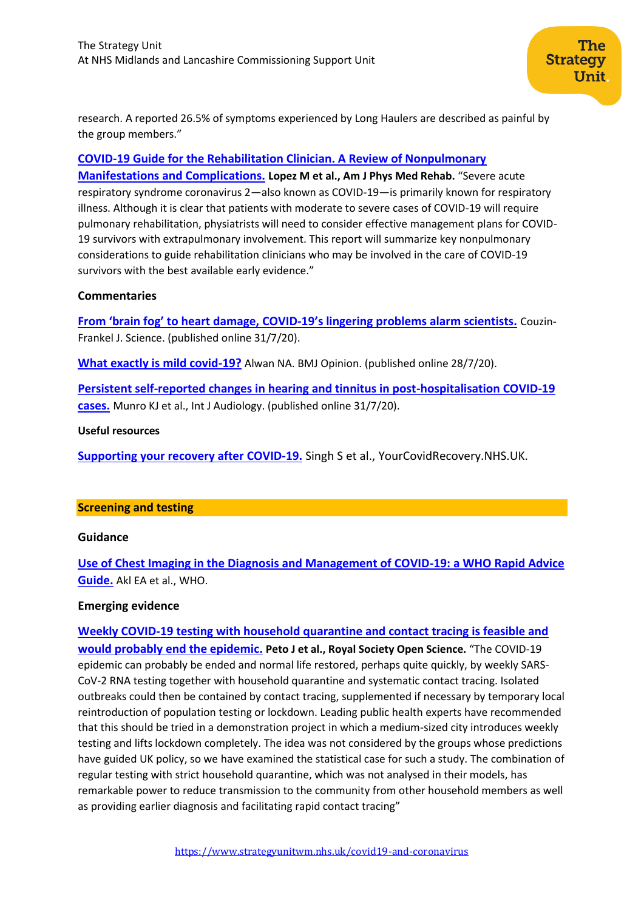research. A reported 26.5% of symptoms experienced by Long Haulers are described as painful by the group members."

**COVID-19 Guide for the Rehabilitation Clinician. A Review of Nonpulmonary Manifestations and Complications.** **Lopez M et al., Am J Phys Med Rehab.** "Severe acute respiratory syndrome coronavirus 2—also known as COVID-19—is primarily known for respiratory illness. Although it is clear that patients with moderate to severe cases of COVID-19 will require pulmonary rehabilitation, physiatrists will need to consider effective management plans for COVID-19 survivors with extrapulmonary involvement. This report will summarize key nonpulmonary considerations to guide rehabilitation clinicians who may be involved in the care of COVID-19 survivors with the best available early evidence."

### Commentaries

**From 'brain fog' to heart damage, COVID-19's lingering problems alarm scientists.** Couzin-Frankel J. Science. (published online 31/7/20).

**What exactly is mild covid-19?** Alwan NA. BMJ Opinion. (published online 28/7/20).

**Persistent self-reported changes in hearing and tinnitus in post-hospitalisation COVID-19 cases.** Munro KJ et al., Int J Audiology. (published online 31/7/20).

### Useful resources

**Supporting your recovery after COVID-19.** Singh S et al., YourCovidRecovery.NHS.UK.

## Screening and testing

### Guidance

**Use of Chest Imaging in the Diagnosis and Management of COVID-19: a WHO Rapid Advice Guide.** Akl EA et al., WHO.

### Emerging evidence

**Weekly COVID-19 testing with household quarantine and contact tracing is feasible and would probably end the epidemic.** **Peto J et al., Royal Society Open Science.** "The COVID-19 epidemic can probably be ended and normal life restored, perhaps quite quickly, by weekly SARS-CoV-2 RNA testing together with household quarantine and systematic contact tracing. Isolated outbreaks could then be contained by contact tracing, supplemented if necessary by temporary local reintroduction of population testing or lockdown. Leading public health experts have recommended that this should be tried in a demonstration project in which a medium-sized city introduces weekly testing and lifts lockdown completely. The idea was not considered by the groups whose predictions have guided UK policy, so we have examined the statistical case for such a study. The combination of regular testing with strict household quarantine, which was not analysed in their models, has remarkable power to reduce transmission to the community from other household members as well as providing earlier diagnosis and facilitating rapid contact tracing"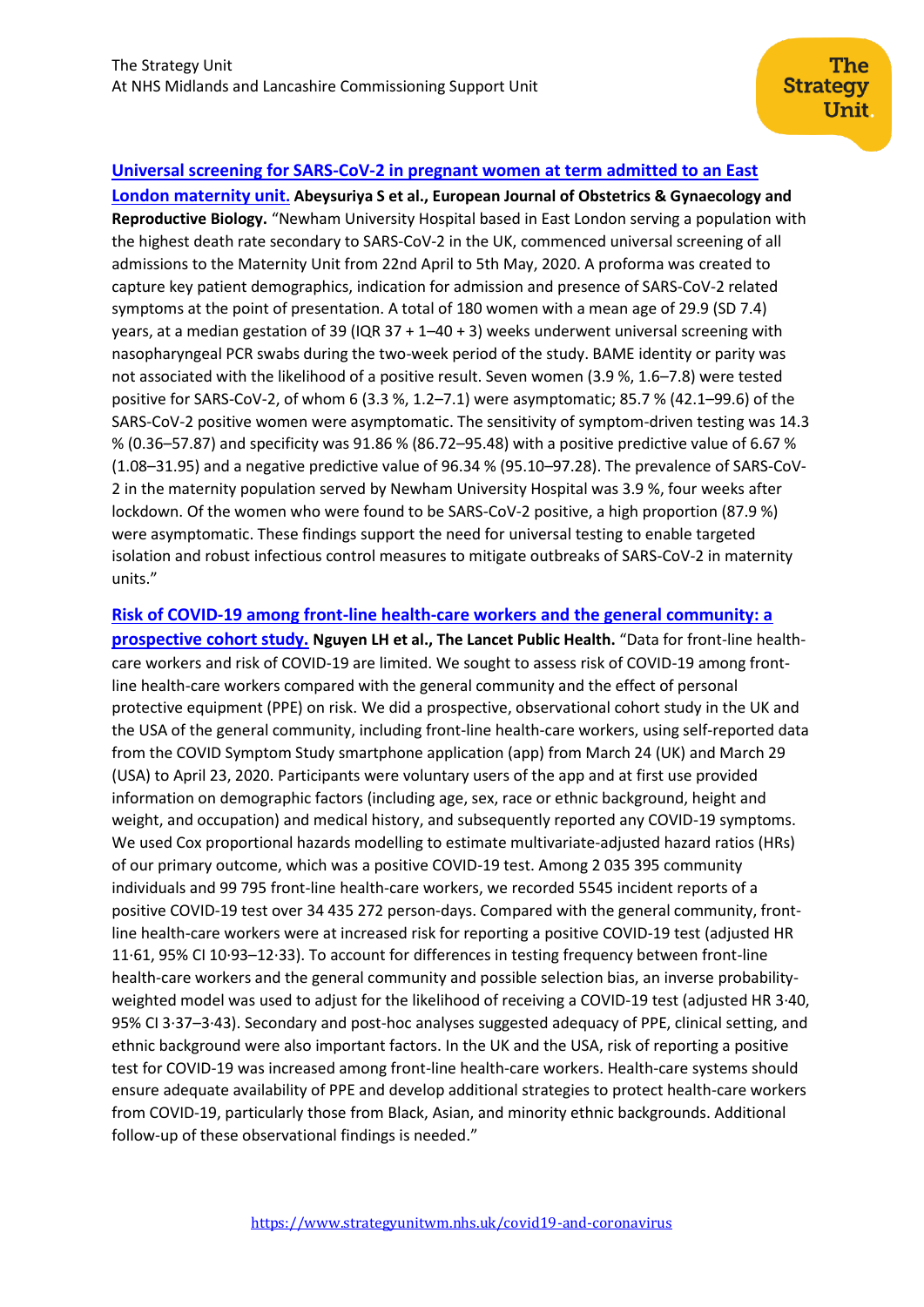**Universal screening for SARS-CoV-2 in pregnant women at term admitted to an East London maternity unit.** **Abeysuriya S et al., European Journal of Obstetrics & Gynaecology and Reproductive Biology.** "Newham University Hospital based in East London serving a population with the highest death rate secondary to SARS-CoV-2 in the UK, commenced universal screening of all admissions to the Maternity Unit from 22nd April to 5th May, 2020. A proforma was created to capture key patient demographics, indication for admission and presence of SARS-CoV-2 related symptoms at the point of presentation. A total of 180 women with a mean age of 29.9 (SD 7.4) years, at a median gestation of 39 (IQR 37 + 1–40 + 3) weeks underwent universal screening with nasopharyngeal PCR swabs during the two-week period of the study. BAME identity or parity was not associated with the likelihood of a positive result. Seven women (3.9 %, 1.6–7.8) were tested positive for SARS-CoV-2, of whom 6 (3.3 %, 1.2–7.1) were asymptomatic; 85.7 % (42.1–99.6) of the SARS-CoV-2 positive women were asymptomatic. The sensitivity of symptom-driven testing was 14.3 % (0.36–57.87) and specificity was 91.86 % (86.72–95.48) with a positive predictive value of 6.67 % (1.08–31.95) and a negative predictive value of 96.34 % (95.10–97.28). The prevalence of SARS-CoV-2 in the maternity population served by Newham University Hospital was 3.9 %, four weeks after lockdown. Of the women who were found to be SARS-CoV-2 positive, a high proportion (87.9 %) were asymptomatic. These findings support the need for universal testing to enable targeted isolation and robust infectious control measures to mitigate outbreaks of SARS-CoV-2 in maternity units."

**Risk of COVID-19 among front-line health-care workers and the general community: a prospective cohort study.** **Nguyen LH et al., The Lancet Public Health.** "Data for front-line health-care workers and risk of COVID-19 are limited. We sought to assess risk of COVID-19 among front-line health-care workers compared with the general community and the effect of personal protective equipment (PPE) on risk. We did a prospective, observational cohort study in the UK and the USA of the general community, including front-line health-care workers, using self-reported data from the COVID Symptom Study smartphone application (app) from March 24 (UK) and March 29 (USA) to April 23, 2020. Participants were voluntary users of the app and at first use provided information on demographic factors (including age, sex, race or ethnic background, height and weight, and occupation) and medical history, and subsequently reported any COVID-19 symptoms. We used Cox proportional hazards modelling to estimate multivariate-adjusted hazard ratios (HRs) of our primary outcome, which was a positive COVID-19 test. Among 2 035 395 community individuals and 99 795 front-line health-care workers, we recorded 5545 incident reports of a positive COVID-19 test over 34 435 272 person-days. Compared with the general community, front-line health-care workers were at increased risk for reporting a positive COVID-19 test (adjusted HR 11·61, 95% CI 10·93–12·33). To account for differences in testing frequency between front-line health-care workers and the general community and possible selection bias, an inverse probability-weighted model was used to adjust for the likelihood of receiving a COVID-19 test (adjusted HR 3·40, 95% CI 3·37–3·43). Secondary and post-hoc analyses suggested adequacy of PPE, clinical setting, and ethnic background were also important factors. In the UK and the USA, risk of reporting a positive test for COVID-19 was increased among front-line health-care workers. Health-care systems should ensure adequate availability of PPE and develop additional strategies to protect health-care workers from COVID-19, particularly those from Black, Asian, and minority ethnic backgrounds. Additional follow-up of these observational findings is needed."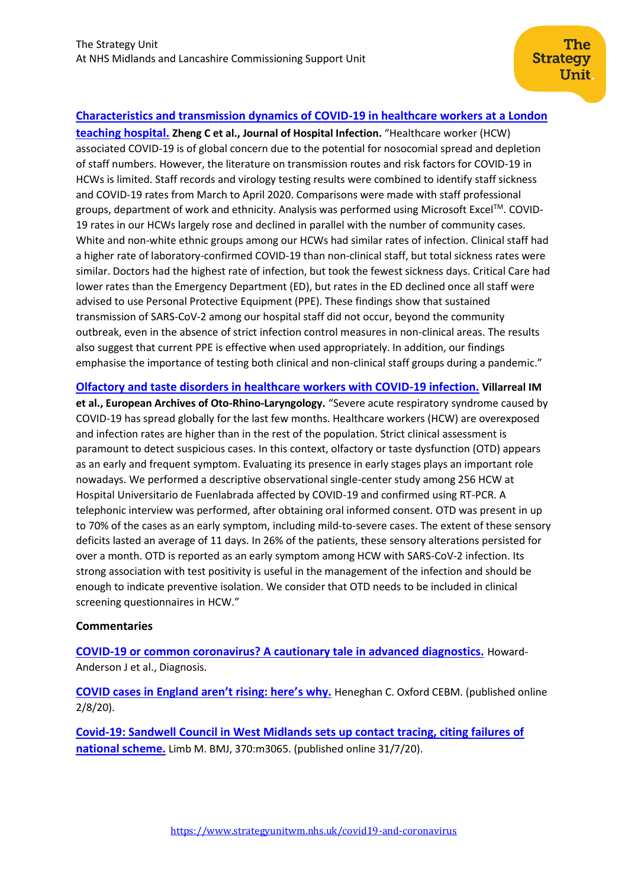**Characteristics and transmission dynamics of COVID-19 in healthcare workers at a London teaching hospital.** **Zheng C et al., Journal of Hospital Infection.** "Healthcare worker (HCW) associated COVID-19 is of global concern due to the potential for nosocomial spread and depletion of staff numbers. However, the literature on transmission routes and risk factors for COVID-19 in HCWs is limited. Staff records and virology testing results were combined to identify staff sickness and COVID-19 rates from March to April 2020. Comparisons were made with staff professional groups, department of work and ethnicity. Analysis was performed using Microsoft Excel™. COVID-19 rates in our HCWs largely rose and declined in parallel with the number of community cases. White and non-white ethnic groups among our HCWs had similar rates of infection. Clinical staff had a higher rate of laboratory-confirmed COVID-19 than non-clinical staff, but total sickness rates were similar. Doctors had the highest rate of infection, but took the fewest sickness days. Critical Care had lower rates than the Emergency Department (ED), but rates in the ED declined once all staff were advised to use Personal Protective Equipment (PPE). These findings show that sustained transmission of SARS-CoV-2 among our hospital staff did not occur, beyond the community outbreak, even in the absence of strict infection control measures in non-clinical areas. The results also suggest that current PPE is effective when used appropriately. In addition, our findings emphasise the importance of testing both clinical and non-clinical staff groups during a pandemic."

**Olfactory and taste disorders in healthcare workers with COVID-19 infection.** **Villarreal IM et al., European Archives of Oto-Rhino-Laryngology.** "Severe acute respiratory syndrome caused by COVID-19 has spread globally for the last few months. Healthcare workers (HCW) are overexposed and infection rates are higher than in the rest of the population. Strict clinical assessment is paramount to detect suspicious cases. In this context, olfactory or taste dysfunction (OTD) appears as an early and frequent symptom. Evaluating its presence in early stages plays an important role nowadays. We performed a descriptive observational single-center study among 256 HCW at Hospital Universitario de Fuenlabrada affected by COVID-19 and confirmed using RT-PCR. A telephonic interview was performed, after obtaining oral informed consent. OTD was present in up to 70% of the cases as an early symptom, including mild-to-severe cases. The extent of these sensory deficits lasted an average of 11 days. In 26% of the patients, these sensory alterations persisted for over a month. OTD is reported as an early symptom among HCW with SARS-CoV-2 infection. Its strong association with test positivity is useful in the management of the infection and should be enough to indicate preventive isolation. We consider that OTD needs to be included in clinical screening questionnaires in HCW."

**Commentaries**

**COVID-19 or common coronavirus? A cautionary tale in advanced diagnostics.** Howard-Anderson J et al., Diagnosis.

**COVID cases in England aren't rising: here's why.** Heneghan C. Oxford CEBM. (published online 2/8/20).

**Covid-19: Sandwell Council in West Midlands sets up contact tracing, citing failures of national scheme.** Limb M. BMJ, 370:m3065. (published online 31/7/20).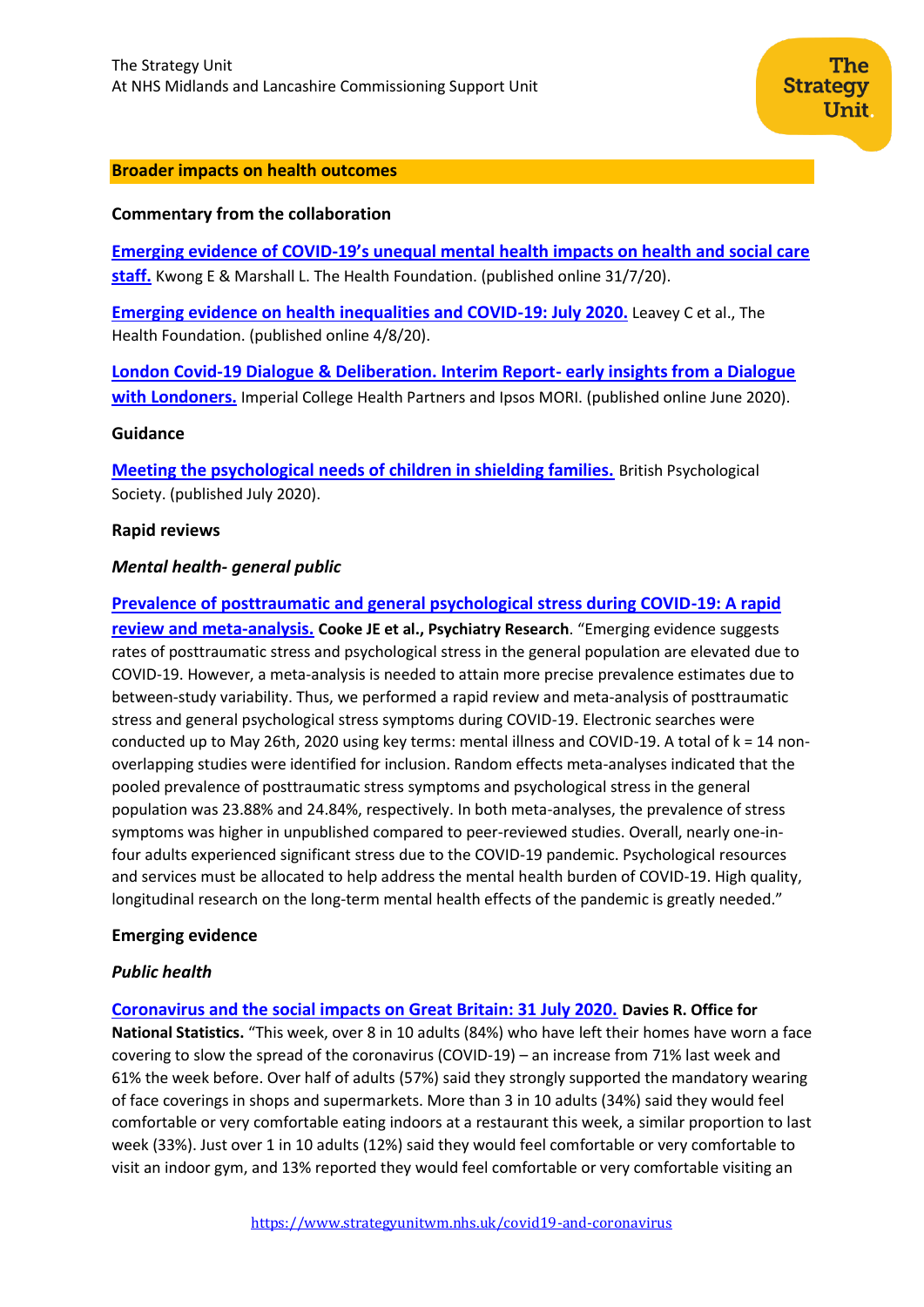## Broader impacts on health outcomes

**Commentary from the collaboration**

**Emerging evidence of COVID-19's unequal mental health impacts on health and social care staff.** Kwong E & Marshall L. The Health Foundation. (published online 31/7/20).

**Emerging evidence on health inequalities and COVID-19: July 2020.** Leavey C et al., The Health Foundation. (published online 4/8/20).

**London Covid-19 Dialogue & Deliberation. Interim Report- early insights from a Dialogue with Londoners.** Imperial College Health Partners and Ipsos MORI. (published online June 2020).

**Guidance**

**Meeting the psychological needs of children in shielding families.** British Psychological Society. (published July 2020).

**Rapid reviews**

***Mental health- general public***

**Prevalence of posttraumatic and general psychological stress during COVID-19: A rapid review and meta-analysis.** **Cooke JE et al., Psychiatry Research**. "Emerging evidence suggests rates of posttraumatic stress and psychological stress in the general population are elevated due to COVID-19. However, a meta-analysis is needed to attain more precise prevalence estimates due to between-study variability. Thus, we performed a rapid review and meta-analysis of posttraumatic stress and general psychological stress symptoms during COVID-19. Electronic searches were conducted up to May 26th, 2020 using key terms: mental illness and COVID-19. A total of k = 14 non-overlapping studies were identified for inclusion. Random effects meta-analyses indicated that the pooled prevalence of posttraumatic stress symptoms and psychological stress in the general population was 23.88% and 24.84%, respectively. In both meta-analyses, the prevalence of stress symptoms was higher in unpublished compared to peer-reviewed studies. Overall, nearly one-in-four adults experienced significant stress due to the COVID-19 pandemic. Psychological resources and services must be allocated to help address the mental health burden of COVID-19. High quality, longitudinal research on the long-term mental health effects of the pandemic is greatly needed."

**Emerging evidence**

***Public health***

**Coronavirus and the social impacts on Great Britain: 31 July 2020.** **Davies R. Office for National Statistics.** "This week, over 8 in 10 adults (84%) who have left their homes have worn a face covering to slow the spread of the coronavirus (COVID-19) – an increase from 71% last week and 61% the week before. Over half of adults (57%) said they strongly supported the mandatory wearing of face coverings in shops and supermarkets. More than 3 in 10 adults (34%) said they would feel comfortable or very comfortable eating indoors at a restaurant this week, a similar proportion to last week (33%). Just over 1 in 10 adults (12%) said they would feel comfortable or very comfortable to visit an indoor gym, and 13% reported they would feel comfortable or very comfortable visiting an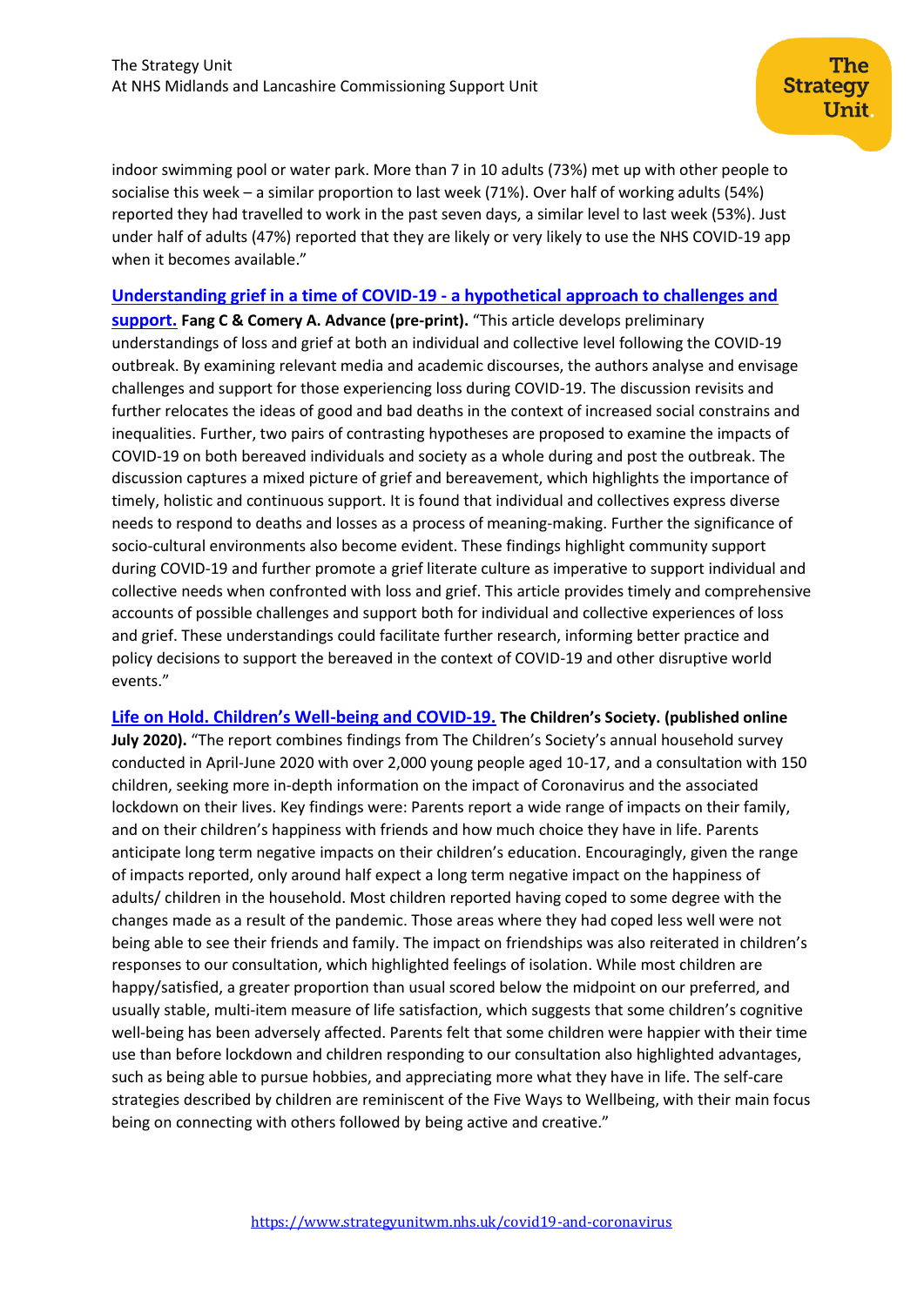indoor swimming pool or water park. More than 7 in 10 adults (73%) met up with other people to socialise this week – a similar proportion to last week (71%). Over half of working adults (54%) reported they had travelled to work in the past seven days, a similar level to last week (53%). Just under half of adults (47%) reported that they are likely or very likely to use the NHS COVID-19 app when it becomes available."

**Understanding grief in a time of COVID-19 - a hypothetical approach to challenges and support.** **Fang C & Comery A. Advance (pre-print).** "This article develops preliminary understandings of loss and grief at both an individual and collective level following the COVID-19 outbreak. By examining relevant media and academic discourses, the authors analyse and envisage challenges and support for those experiencing loss during COVID-19. The discussion revisits and further relocates the ideas of good and bad deaths in the context of increased social constrains and inequalities. Further, two pairs of contrasting hypotheses are proposed to examine the impacts of COVID-19 on both bereaved individuals and society as a whole during and post the outbreak. The discussion captures a mixed picture of grief and bereavement, which highlights the importance of timely, holistic and continuous support. It is found that individual and collectives express diverse needs to respond to deaths and losses as a process of meaning-making. Further the significance of socio-cultural environments also become evident. These findings highlight community support during COVID-19 and further promote a grief literate culture as imperative to support individual and collective needs when confronted with loss and grief. This article provides timely and comprehensive accounts of possible challenges and support both for individual and collective experiences of loss and grief. These understandings could facilitate further research, informing better practice and policy decisions to support the bereaved in the context of COVID-19 and other disruptive world events."

**Life on Hold. Children's Well-being and COVID-19.** **The Children's Society. (published online July 2020).** "The report combines findings from The Children's Society's annual household survey conducted in April-June 2020 with over 2,000 young people aged 10-17, and a consultation with 150 children, seeking more in-depth information on the impact of Coronavirus and the associated lockdown on their lives. Key findings were: Parents report a wide range of impacts on their family, and on their children's happiness with friends and how much choice they have in life. Parents anticipate long term negative impacts on their children's education. Encouragingly, given the range of impacts reported, only around half expect a long term negative impact on the happiness of adults/ children in the household. Most children reported having coped to some degree with the changes made as a result of the pandemic. Those areas where they had coped less well were not being able to see their friends and family. The impact on friendships was also reiterated in children's responses to our consultation, which highlighted feelings of isolation. While most children are happy/satisfied, a greater proportion than usual scored below the midpoint on our preferred, and usually stable, multi-item measure of life satisfaction, which suggests that some children's cognitive well-being has been adversely affected. Parents felt that some children were happier with their time use than before lockdown and children responding to our consultation also highlighted advantages, such as being able to pursue hobbies, and appreciating more what they have in life. The self-care strategies described by children are reminiscent of the Five Ways to Wellbeing, with their main focus being on connecting with others followed by being active and creative."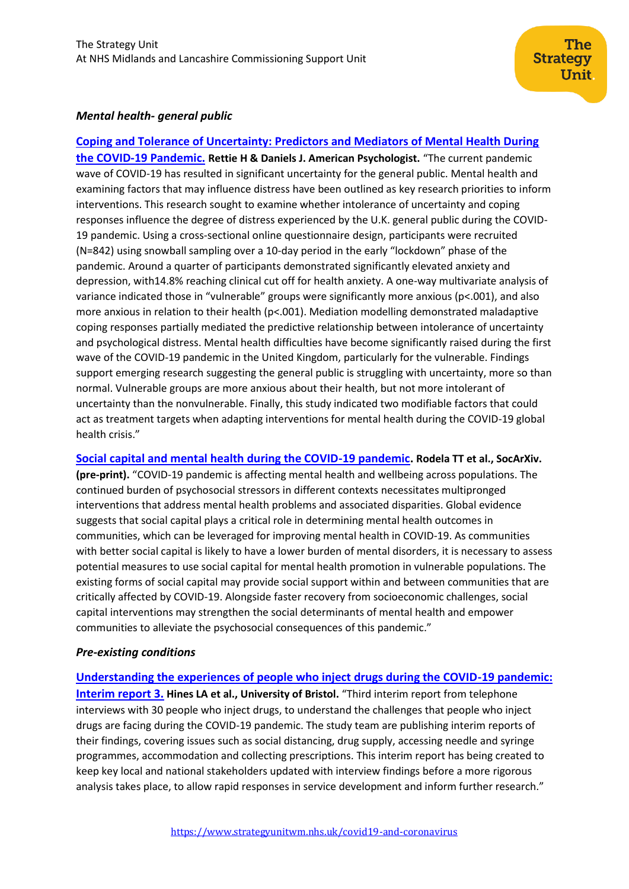*Mental health- general public*

**Coping and Tolerance of Uncertainty: Predictors and Mediators of Mental Health During the COVID-19 Pandemic.** **Rettie H & Daniels J. American Psychologist.** "The current pandemic wave of COVID-19 has resulted in significant uncertainty for the general public. Mental health and examining factors that may influence distress have been outlined as key research priorities to inform interventions. This research sought to examine whether intolerance of uncertainty and coping responses influence the degree of distress experienced by the U.K. general public during the COVID-19 pandemic. Using a cross-sectional online questionnaire design, participants were recruited (N=842) using snowball sampling over a 10-day period in the early "lockdown" phase of the pandemic. Around a quarter of participants demonstrated significantly elevated anxiety and depression, with14.8% reaching clinical cut off for health anxiety. A one-way multivariate analysis of variance indicated those in "vulnerable" groups were significantly more anxious (p<.001), and also more anxious in relation to their health (p<.001). Mediation modelling demonstrated maladaptive coping responses partially mediated the predictive relationship between intolerance of uncertainty and psychological distress. Mental health difficulties have become significantly raised during the first wave of the COVID-19 pandemic in the United Kingdom, particularly for the vulnerable. Findings support emerging research suggesting the general public is struggling with uncertainty, more so than normal. Vulnerable groups are more anxious about their health, but not more intolerant of uncertainty than the nonvulnerable. Finally, this study indicated two modifiable factors that could act as treatment targets when adapting interventions for mental health during the COVID-19 global health crisis."

**Social capital and mental health during the COVID-19 pandemic. Rodela TT et al., SocArXiv. (pre-print).** "COVID-19 pandemic is affecting mental health and wellbeing across populations. The continued burden of psychosocial stressors in different contexts necessitates multipronged interventions that address mental health problems and associated disparities. Global evidence suggests that social capital plays a critical role in determining mental health outcomes in communities, which can be leveraged for improving mental health in COVID-19. As communities with better social capital is likely to have a lower burden of mental disorders, it is necessary to assess potential measures to use social capital for mental health promotion in vulnerable populations. The existing forms of social capital may provide social support within and between communities that are critically affected by COVID-19. Alongside faster recovery from socioeconomic challenges, social capital interventions may strengthen the social determinants of mental health and empower communities to alleviate the psychosocial consequences of this pandemic."

***Pre-existing conditions***

**Understanding the experiences of people who inject drugs during the COVID-19 pandemic: Interim report 3.** **Hines LA et al., University of Bristol.** "Third interim report from telephone interviews with 30 people who inject drugs, to understand the challenges that people who inject drugs are facing during the COVID-19 pandemic. The study team are publishing interim reports of their findings, covering issues such as social distancing, drug supply, accessing needle and syringe programmes, accommodation and collecting prescriptions. This interim report has being created to keep key local and national stakeholders updated with interview findings before a more rigorous analysis takes place, to allow rapid responses in service development and inform further research."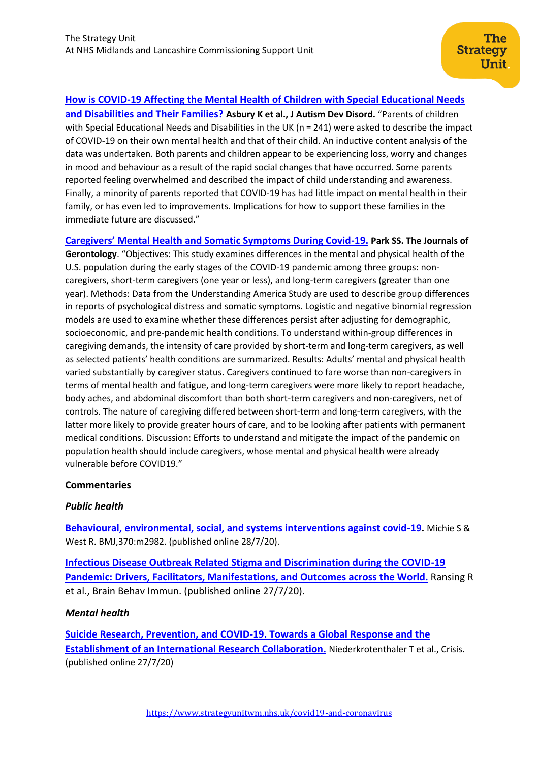**How is COVID-19 Affecting the Mental Health of Children with Special Educational Needs and Disabilities and Their Families?** **Asbury K et al., J Autism Dev Disord.** "Parents of children with Special Educational Needs and Disabilities in the UK (n = 241) were asked to describe the impact of COVID-19 on their own mental health and that of their child. An inductive content analysis of the data was undertaken. Both parents and children appear to be experiencing loss, worry and changes in mood and behaviour as a result of the rapid social changes that have occurred. Some parents reported feeling overwhelmed and described the impact of child understanding and awareness. Finally, a minority of parents reported that COVID-19 has had little impact on mental health in their family, or has even led to improvements. Implications for how to support these families in the immediate future are discussed."

**Caregivers' Mental Health and Somatic Symptoms During Covid-19.** **Park SS. The Journals of Gerontology**. "Objectives: This study examines differences in the mental and physical health of the U.S. population during the early stages of the COVID-19 pandemic among three groups: non-caregivers, short-term caregivers (one year or less), and long-term caregivers (greater than one year). Methods: Data from the Understanding America Study are used to describe group differences in reports of psychological distress and somatic symptoms. Logistic and negative binomial regression models are used to examine whether these differences persist after adjusting for demographic, socioeconomic, and pre-pandemic health conditions. To understand within-group differences in caregiving demands, the intensity of care provided by short-term and long-term caregivers, as well as selected patients' health conditions are summarized. Results: Adults' mental and physical health varied substantially by caregiver status. Caregivers continued to fare worse than non-caregivers in terms of mental health and fatigue, and long-term caregivers were more likely to report headache, body aches, and abdominal discomfort than both short-term caregivers and non-caregivers, net of controls. The nature of caregiving differed between short-term and long-term caregivers, with the latter more likely to provide greater hours of care, and to be looking after patients with permanent medical conditions. Discussion: Efforts to understand and mitigate the impact of the pandemic on population health should include caregivers, whose mental and physical health were already vulnerable before COVID19."

**Commentaries**

***Public health***

**Behavioural, environmental, social, and systems interventions against covid-19.** Michie S & West R. BMJ,370:m2982. (published online 28/7/20).

**Infectious Disease Outbreak Related Stigma and Discrimination during the COVID-19 Pandemic: Drivers, Facilitators, Manifestations, and Outcomes across the World.** Ransing R et al., Brain Behav Immun. (published online 27/7/20).

***Mental health***

**Suicide Research, Prevention, and COVID-19. Towards a Global Response and the Establishment of an International Research Collaboration.** Niederkrotenthaler T et al., Crisis. (published online 27/7/20)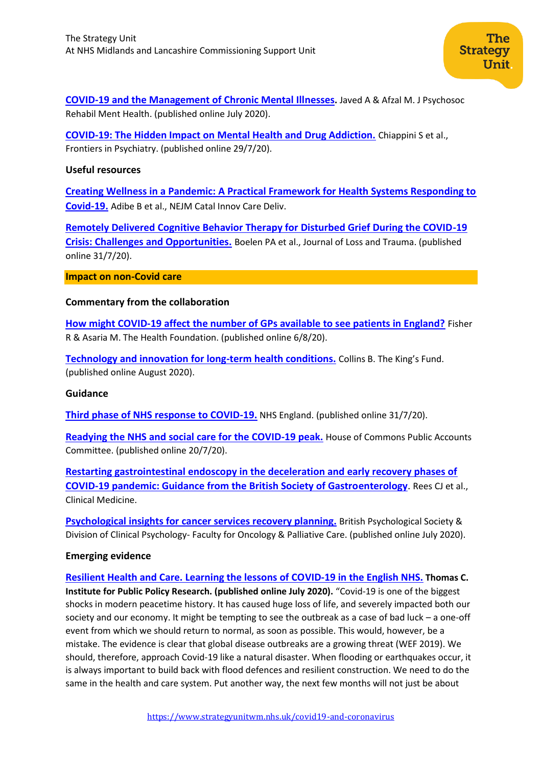**COVID-19 and the Management of Chronic Mental Illnesses.** Javed A & Afzal M. J Psychosoc Rehabil Ment Health. (published online July 2020).

**COVID-19: The Hidden Impact on Mental Health and Drug Addiction.** Chiappini S et al., Frontiers in Psychiatry. (published online 29/7/20).

**Useful resources**

**Creating Wellness in a Pandemic: A Practical Framework for Health Systems Responding to Covid-19.** Adibe B et al., NEJM Catal Innov Care Deliv.

**Remotely Delivered Cognitive Behavior Therapy for Disturbed Grief During the COVID-19 Crisis: Challenges and Opportunities.** Boelen PA et al., Journal of Loss and Trauma. (published online 31/7/20).

## Impact on non-Covid care

**Commentary from the collaboration**

**How might COVID-19 affect the number of GPs available to see patients in England?** Fisher R & Asaria M. The Health Foundation. (published online 6/8/20).

**Technology and innovation for long-term health conditions.** Collins B. The King's Fund. (published online August 2020).

**Guidance**

**Third phase of NHS response to COVID-19.** NHS England. (published online 31/7/20).

**Readying the NHS and social care for the COVID-19 peak.** House of Commons Public Accounts Committee. (published online 20/7/20).

**Restarting gastrointestinal endoscopy in the deceleration and early recovery phases of COVID-19 pandemic: Guidance from the British Society of Gastroenterology**. Rees CJ et al., Clinical Medicine.

**Psychological insights for cancer services recovery planning.** British Psychological Society & Division of Clinical Psychology- Faculty for Oncology & Palliative Care. (published online July 2020).

**Emerging evidence**

**Resilient Health and Care. Learning the lessons of COVID-19 in the English NHS. Thomas C. Institute for Public Policy Research. (published online July 2020).** "Covid-19 is one of the biggest shocks in modern peacetime history. It has caused huge loss of life, and severely impacted both our society and our economy. It might be tempting to see the outbreak as a case of bad luck – a one-off event from which we should return to normal, as soon as possible. This would, however, be a mistake. The evidence is clear that global disease outbreaks are a growing threat (WEF 2019). We should, therefore, approach Covid-19 like a natural disaster. When flooding or earthquakes occur, it is always important to build back with flood defences and resilient construction. We need to do the same in the health and care system. Put another way, the next few months will not just be about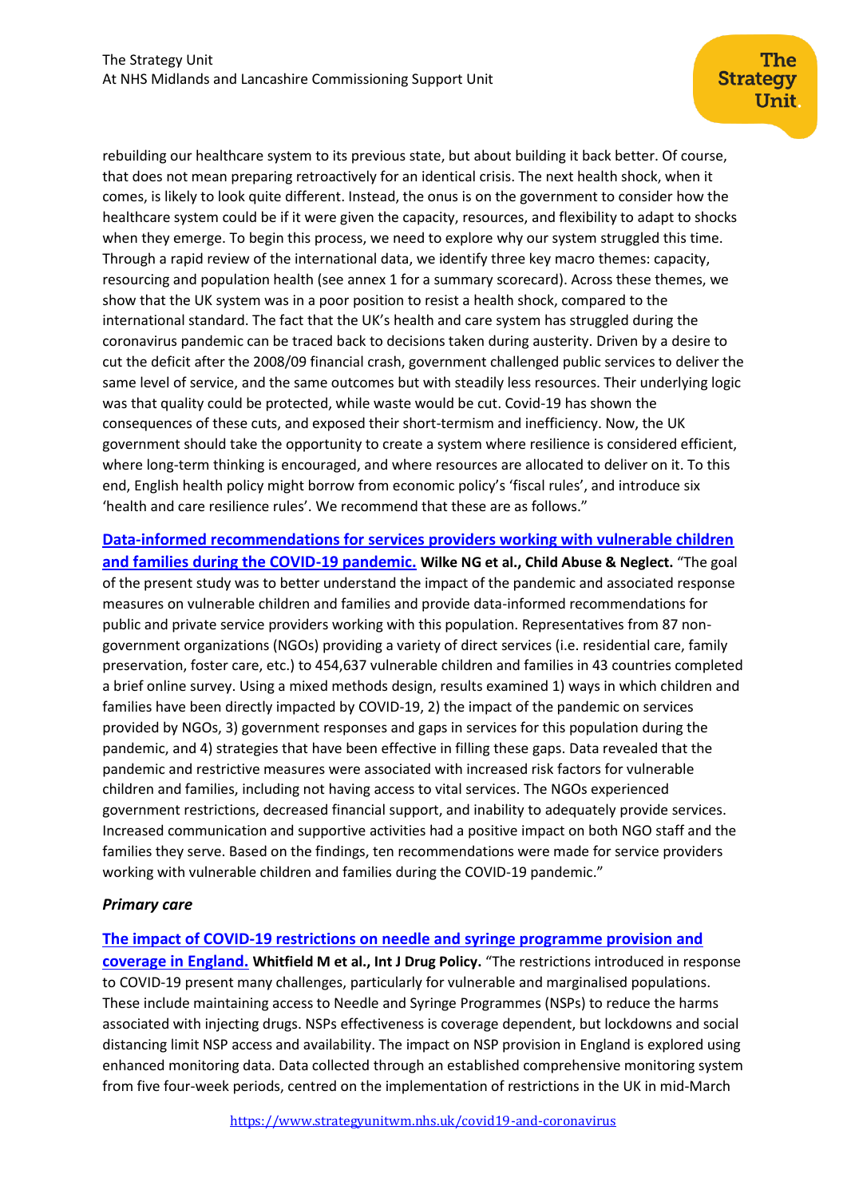rebuilding our healthcare system to its previous state, but about building it back better. Of course, that does not mean preparing retroactively for an identical crisis. The next health shock, when it comes, is likely to look quite different. Instead, the onus is on the government to consider how the healthcare system could be if it were given the capacity, resources, and flexibility to adapt to shocks when they emerge. To begin this process, we need to explore why our system struggled this time. Through a rapid review of the international data, we identify three key macro themes: capacity, resourcing and population health (see annex 1 for a summary scorecard). Across these themes, we show that the UK system was in a poor position to resist a health shock, compared to the international standard. The fact that the UK's health and care system has struggled during the coronavirus pandemic can be traced back to decisions taken during austerity. Driven by a desire to cut the deficit after the 2008/09 financial crash, government challenged public services to deliver the same level of service, and the same outcomes but with steadily less resources. Their underlying logic was that quality could be protected, while waste would be cut. Covid-19 has shown the consequences of these cuts, and exposed their short-termism and inefficiency. Now, the UK government should take the opportunity to create a system where resilience is considered efficient, where long-term thinking is encouraged, and where resources are allocated to deliver on it. To this end, English health policy might borrow from economic policy's 'fiscal rules', and introduce six 'health and care resilience rules'. We recommend that these are as follows."

**Data-informed recommendations for services providers working with vulnerable children and families during the COVID-19 pandemic.** **Wilke NG et al., Child Abuse & Neglect.** "The goal of the present study was to better understand the impact of the pandemic and associated response measures on vulnerable children and families and provide data-informed recommendations for public and private service providers working with this population. Representatives from 87 non-government organizations (NGOs) providing a variety of direct services (i.e. residential care, family preservation, foster care, etc.) to 454,637 vulnerable children and families in 43 countries completed a brief online survey. Using a mixed methods design, results examined 1) ways in which children and families have been directly impacted by COVID-19, 2) the impact of the pandemic on services provided by NGOs, 3) government responses and gaps in services for this population during the pandemic, and 4) strategies that have been effective in filling these gaps. Data revealed that the pandemic and restrictive measures were associated with increased risk factors for vulnerable children and families, including not having access to vital services. The NGOs experienced government restrictions, decreased financial support, and inability to adequately provide services. Increased communication and supportive activities had a positive impact on both NGO staff and the families they serve. Based on the findings, ten recommendations were made for service providers working with vulnerable children and families during the COVID-19 pandemic."

***Primary care***

**The impact of COVID-19 restrictions on needle and syringe programme provision and coverage in England.** **Whitfield M et al., Int J Drug Policy.** "The restrictions introduced in response to COVID-19 present many challenges, particularly for vulnerable and marginalised populations. These include maintaining access to Needle and Syringe Programmes (NSPs) to reduce the harms associated with injecting drugs. NSPs effectiveness is coverage dependent, but lockdowns and social distancing limit NSP access and availability. The impact on NSP provision in England is explored using enhanced monitoring data. Data collected through an established comprehensive monitoring system from five four-week periods, centred on the implementation of restrictions in the UK in mid-March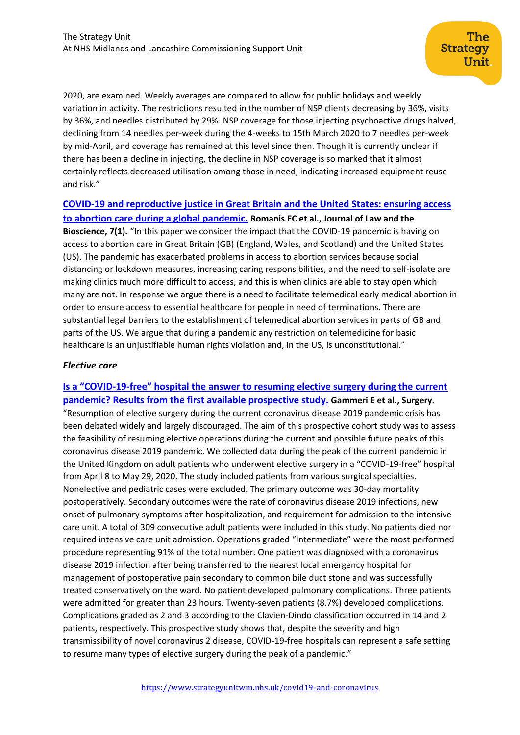2020, are examined. Weekly averages are compared to allow for public holidays and weekly variation in activity. The restrictions resulted in the number of NSP clients decreasing by 36%, visits by 36%, and needles distributed by 29%. NSP coverage for those injecting psychoactive drugs halved, declining from 14 needles per-week during the 4-weeks to 15th March 2020 to 7 needles per-week by mid-April, and coverage has remained at this level since then. Though it is currently unclear if there has been a decline in injecting, the decline in NSP coverage is so marked that it almost certainly reflects decreased utilisation among those in need, indicating increased equipment reuse and risk."

**COVID-19 and reproductive justice in Great Britain and the United States: ensuring access to abortion care during a global pandemic.** **Romanis EC et al., Journal of Law and the Bioscience, 7(1).** "In this paper we consider the impact that the COVID-19 pandemic is having on access to abortion care in Great Britain (GB) (England, Wales, and Scotland) and the United States (US). The pandemic has exacerbated problems in access to abortion services because social distancing or lockdown measures, increasing caring responsibilities, and the need to self-isolate are making clinics much more difficult to access, and this is when clinics are able to stay open which many are not. In response we argue there is a need to facilitate telemedical early medical abortion in order to ensure access to essential healthcare for people in need of terminations. There are substantial legal barriers to the establishment of telemedical abortion services in parts of GB and parts of the US. We argue that during a pandemic any restriction on telemedicine for basic healthcare is an unjustifiable human rights violation and, in the US, is unconstitutional."

### *Elective care*

**Is a "COVID-19-free" hospital the answer to resuming elective surgery during the current pandemic? Results from the first available prospective study.** **Gammeri E et al., Surgery.** "Resumption of elective surgery during the current coronavirus disease 2019 pandemic crisis has been debated widely and largely discouraged. The aim of this prospective cohort study was to assess the feasibility of resuming elective operations during the current and possible future peaks of this coronavirus disease 2019 pandemic. We collected data during the peak of the current pandemic in the United Kingdom on adult patients who underwent elective surgery in a "COVID-19-free" hospital from April 8 to May 29, 2020. The study included patients from various surgical specialties. Nonelective and pediatric cases were excluded. The primary outcome was 30-day mortality postoperatively. Secondary outcomes were the rate of coronavirus disease 2019 infections, new onset of pulmonary symptoms after hospitalization, and requirement for admission to the intensive care unit. A total of 309 consecutive adult patients were included in this study. No patients died nor required intensive care unit admission. Operations graded "Intermediate" were the most performed procedure representing 91% of the total number. One patient was diagnosed with a coronavirus disease 2019 infection after being transferred to the nearest local emergency hospital for management of postoperative pain secondary to common bile duct stone and was successfully treated conservatively on the ward. No patient developed pulmonary complications. Three patients were admitted for greater than 23 hours. Twenty-seven patients (8.7%) developed complications. Complications graded as 2 and 3 according to the Clavien-Dindo classification occurred in 14 and 2 patients, respectively. This prospective study shows that, despite the severity and high transmissibility of novel coronavirus 2 disease, COVID-19-free hospitals can represent a safe setting to resume many types of elective surgery during the peak of a pandemic."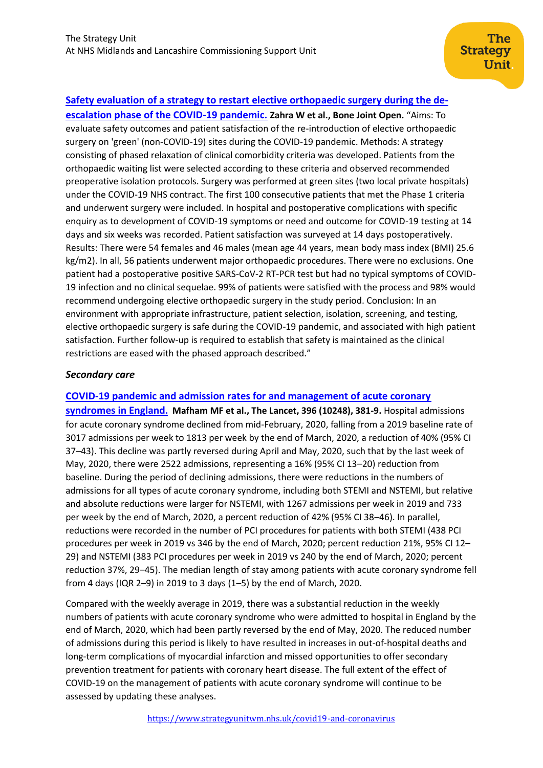**[Safety evaluation of a strategy to restart elective orthopaedic surgery during the de-escalation phase of the COVID-19 pandemic.](#)** **Zahra W et al., Bone Joint Open.** "Aims: To evaluate safety outcomes and patient satisfaction of the re-introduction of elective orthopaedic surgery on 'green' (non-COVID-19) sites during the COVID-19 pandemic. Methods: A strategy consisting of phased relaxation of clinical comorbidity criteria was developed. Patients from the orthopaedic waiting list were selected according to these criteria and observed recommended preoperative isolation protocols. Surgery was performed at green sites (two local private hospitals) under the COVID-19 NHS contract. The first 100 consecutive patients that met the Phase 1 criteria and underwent surgery were included. In hospital and postoperative complications with specific enquiry as to development of COVID-19 symptoms or need and outcome for COVID-19 testing at 14 days and six weeks was recorded. Patient satisfaction was surveyed at 14 days postoperatively. Results: There were 54 females and 46 males (mean age 44 years, mean body mass index (BMI) 25.6 kg/m2). In all, 56 patients underwent major orthopaedic procedures. There were no exclusions. One patient had a postoperative positive SARS-CoV-2 RT-PCR test but had no typical symptoms of COVID-19 infection and no clinical sequelae. 99% of patients were satisfied with the process and 98% would recommend undergoing elective orthopaedic surgery in the study period. Conclusion: In an environment with appropriate infrastructure, patient selection, isolation, screening, and testing, elective orthopaedic surgery is safe during the COVID-19 pandemic, and associated with high patient satisfaction. Further follow-up is required to establish that safety is maintained as the clinical restrictions are eased with the phased approach described."

### *Secondary care*

**[COVID-19 pandemic and admission rates for and management of acute coronary syndromes in England.](#)** **Mafham MF et al., The Lancet, 396 (10248), 381-9.** Hospital admissions for acute coronary syndrome declined from mid-February, 2020, falling from a 2019 baseline rate of 3017 admissions per week to 1813 per week by the end of March, 2020, a reduction of 40% (95% CI 37–43). This decline was partly reversed during April and May, 2020, such that by the last week of May, 2020, there were 2522 admissions, representing a 16% (95% CI 13–20) reduction from baseline. During the period of declining admissions, there were reductions in the numbers of admissions for all types of acute coronary syndrome, including both STEMI and NSTEMI, but relative and absolute reductions were larger for NSTEMI, with 1267 admissions per week in 2019 and 733 per week by the end of March, 2020, a percent reduction of 42% (95% CI 38–46). In parallel, reductions were recorded in the number of PCI procedures for patients with both STEMI (438 PCI procedures per week in 2019 vs 346 by the end of March, 2020; percent reduction 21%, 95% CI 12–29) and NSTEMI (383 PCI procedures per week in 2019 vs 240 by the end of March, 2020; percent reduction 37%, 29–45). The median length of stay among patients with acute coronary syndrome fell from 4 days (IQR 2–9) in 2019 to 3 days (1–5) by the end of March, 2020.

Compared with the weekly average in 2019, there was a substantial reduction in the weekly numbers of patients with acute coronary syndrome who were admitted to hospital in England by the end of March, 2020, which had been partly reversed by the end of May, 2020. The reduced number of admissions during this period is likely to have resulted in increases in out-of-hospital deaths and long-term complications of myocardial infarction and missed opportunities to offer secondary prevention treatment for patients with coronary heart disease. The full extent of the effect of COVID-19 on the management of patients with acute coronary syndrome will continue to be assessed by updating these analyses.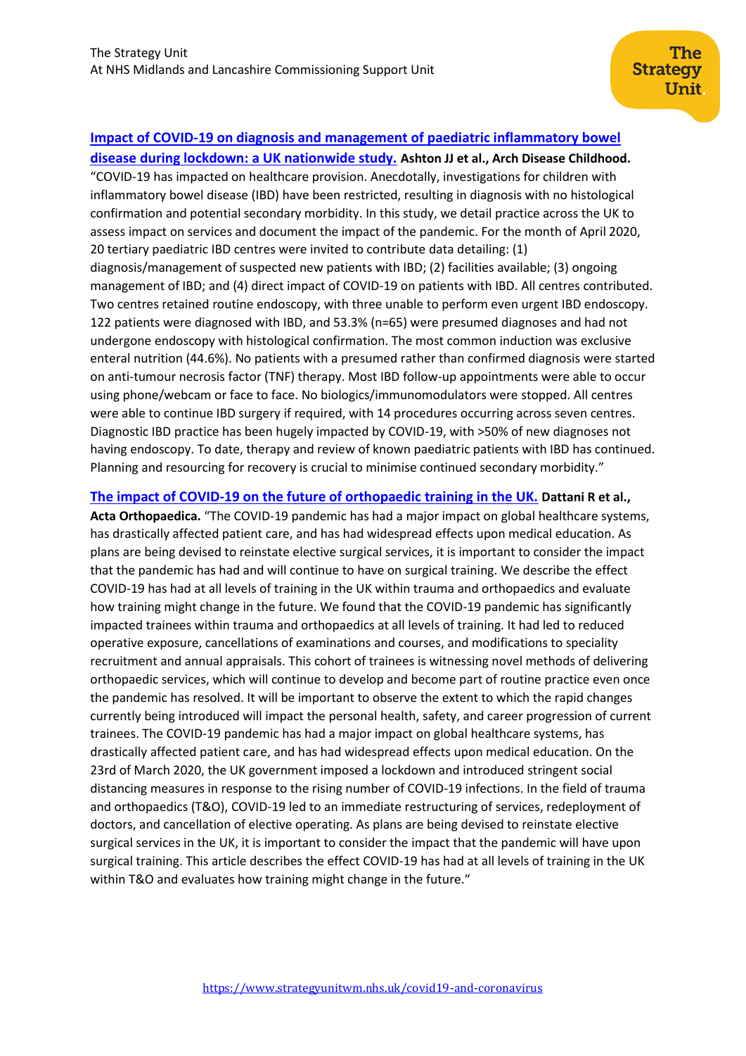**[Impact of COVID-19 on diagnosis and management of paediatric inflammatory bowel disease during lockdown: a UK nationwide study.](#) Ashton JJ et al., Arch Disease Childhood.** "COVID-19 has impacted on healthcare provision. Anecdotally, investigations for children with inflammatory bowel disease (IBD) have been restricted, resulting in diagnosis with no histological confirmation and potential secondary morbidity. In this study, we detail practice across the UK to assess impact on services and document the impact of the pandemic. For the month of April 2020, 20 tertiary paediatric IBD centres were invited to contribute data detailing: (1) diagnosis/management of suspected new patients with IBD; (2) facilities available; (3) ongoing management of IBD; and (4) direct impact of COVID-19 on patients with IBD. All centres contributed. Two centres retained routine endoscopy, with three unable to perform even urgent IBD endoscopy. 122 patients were diagnosed with IBD, and 53.3% (n=65) were presumed diagnoses and had not undergone endoscopy with histological confirmation. The most common induction was exclusive enteral nutrition (44.6%). No patients with a presumed rather than confirmed diagnosis were started on anti-tumour necrosis factor (TNF) therapy. Most IBD follow-up appointments were able to occur using phone/webcam or face to face. No biologics/immunomodulators were stopped. All centres were able to continue IBD surgery if required, with 14 procedures occurring across seven centres. Diagnostic IBD practice has been hugely impacted by COVID-19, with >50% of new diagnoses not having endoscopy. To date, therapy and review of known paediatric patients with IBD has continued. Planning and resourcing for recovery is crucial to minimise continued secondary morbidity."

**[The impact of COVID-19 on the future of orthopaedic training in the UK.](#) Dattani R et al., Acta Orthopaedica.** "The COVID-19 pandemic has had a major impact on global healthcare systems, has drastically affected patient care, and has had widespread effects upon medical education. As plans are being devised to reinstate elective surgical services, it is important to consider the impact that the pandemic has had and will continue to have on surgical training. We describe the effect COVID-19 has had at all levels of training in the UK within trauma and orthopaedics and evaluate how training might change in the future. We found that the COVID-19 pandemic has significantly impacted trainees within trauma and orthopaedics at all levels of training. It had led to reduced operative exposure, cancellations of examinations and courses, and modifications to speciality recruitment and annual appraisals. This cohort of trainees is witnessing novel methods of delivering orthopaedic services, which will continue to develop and become part of routine practice even once the pandemic has resolved. It will be important to observe the extent to which the rapid changes currently being introduced will impact the personal health, safety, and career progression of current trainees. The COVID-19 pandemic has had a major impact on global healthcare systems, has drastically affected patient care, and has had widespread effects upon medical education. On the 23rd of March 2020, the UK government imposed a lockdown and introduced stringent social distancing measures in response to the rising number of COVID-19 infections. In the field of trauma and orthopaedics (T&O), COVID-19 led to an immediate restructuring of services, redeployment of doctors, and cancellation of elective operating. As plans are being devised to reinstate elective surgical services in the UK, it is important to consider the impact that the pandemic will have upon surgical training. This article describes the effect COVID-19 has had at all levels of training in the UK within T&O and evaluates how training might change in the future."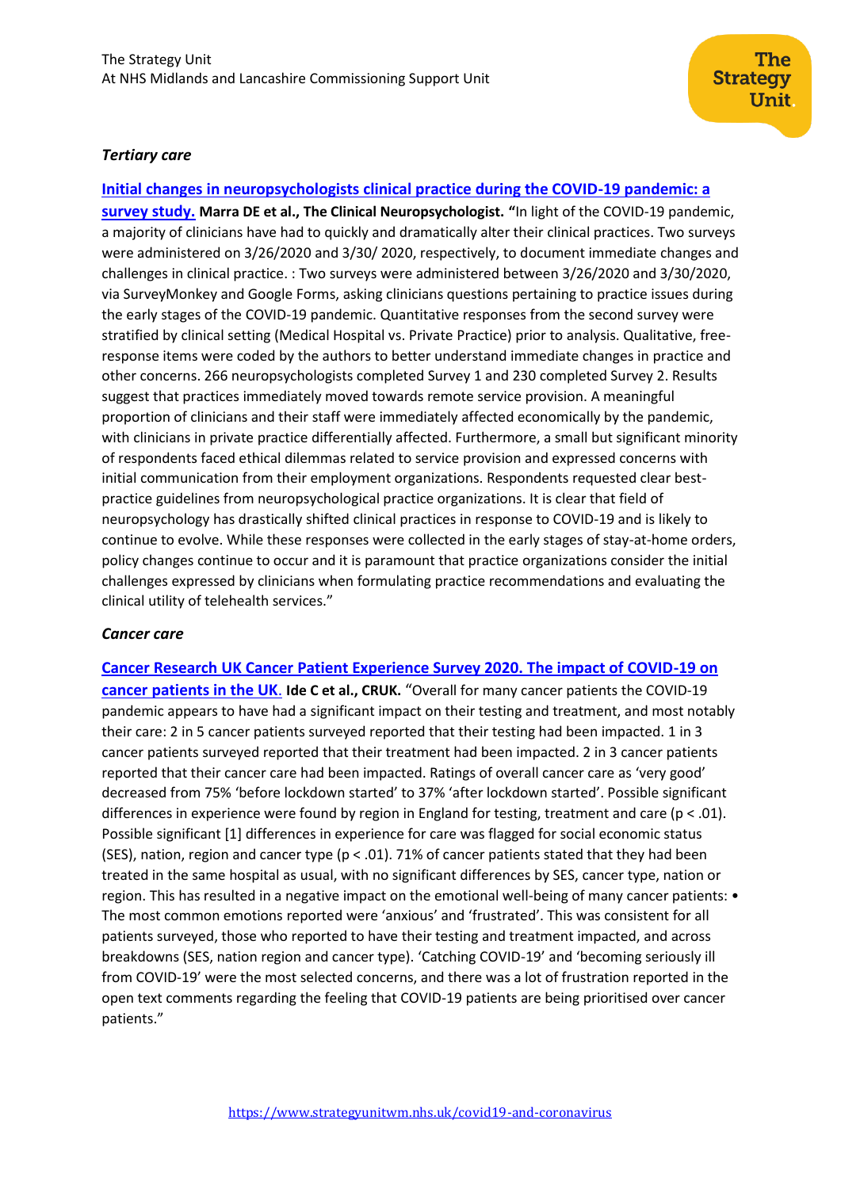### *Tertiary care*

**[Initial changes in neuropsychologists clinical practice during the COVID-19 pandemic: a survey study.](#) Marra DE et al., The Clinical Neuropsychologist.** "In light of the COVID-19 pandemic, a majority of clinicians have had to quickly and dramatically alter their clinical practices. Two surveys were administered on 3/26/2020 and 3/30/ 2020, respectively, to document immediate changes and challenges in clinical practice. : Two surveys were administered between 3/26/2020 and 3/30/2020, via SurveyMonkey and Google Forms, asking clinicians questions pertaining to practice issues during the early stages of the COVID-19 pandemic. Quantitative responses from the second survey were stratified by clinical setting (Medical Hospital vs. Private Practice) prior to analysis. Qualitative, free-response items were coded by the authors to better understand immediate changes in practice and other concerns. 266 neuropsychologists completed Survey 1 and 230 completed Survey 2. Results suggest that practices immediately moved towards remote service provision. A meaningful proportion of clinicians and their staff were immediately affected economically by the pandemic, with clinicians in private practice differentially affected. Furthermore, a small but significant minority of respondents faced ethical dilemmas related to service provision and expressed concerns with initial communication from their employment organizations. Respondents requested clear best-practice guidelines from neuropsychological practice organizations. It is clear that field of neuropsychology has drastically shifted clinical practices in response to COVID-19 and is likely to continue to evolve. While these responses were collected in the early stages of stay-at-home orders, policy changes continue to occur and it is paramount that practice organizations consider the initial challenges expressed by clinicians when formulating practice recommendations and evaluating the clinical utility of telehealth services."

### *Cancer care*

**[Cancer Research UK Cancer Patient Experience Survey 2020. The impact of COVID-19 on cancer patients in the UK.](#) Ide C et al., CRUK.** "Overall for many cancer patients the COVID-19 pandemic appears to have had a significant impact on their testing and treatment, and most notably their care: 2 in 5 cancer patients surveyed reported that their testing had been impacted. 1 in 3 cancer patients surveyed reported that their treatment had been impacted. 2 in 3 cancer patients reported that their cancer care had been impacted. Ratings of overall cancer care as 'very good' decreased from 75% 'before lockdown started' to 37% 'after lockdown started'. Possible significant differences in experience were found by region in England for testing, treatment and care ($p < .01$). Possible significant [1] differences in experience for care was flagged for social economic status (SES), nation, region and cancer type ($p < .01$). 71% of cancer patients stated that they had been treated in the same hospital as usual, with no significant differences by SES, cancer type, nation or region. This has resulted in a negative impact on the emotional well-being of many cancer patients: • The most common emotions reported were 'anxious' and 'frustrated'. This was consistent for all patients surveyed, those who reported to have their testing and treatment impacted, and across breakdowns (SES, nation region and cancer type). 'Catching COVID-19' and 'becoming seriously ill from COVID-19' were the most selected concerns, and there was a lot of frustration reported in the open text comments regarding the feeling that COVID-19 patients are being prioritised over cancer patients."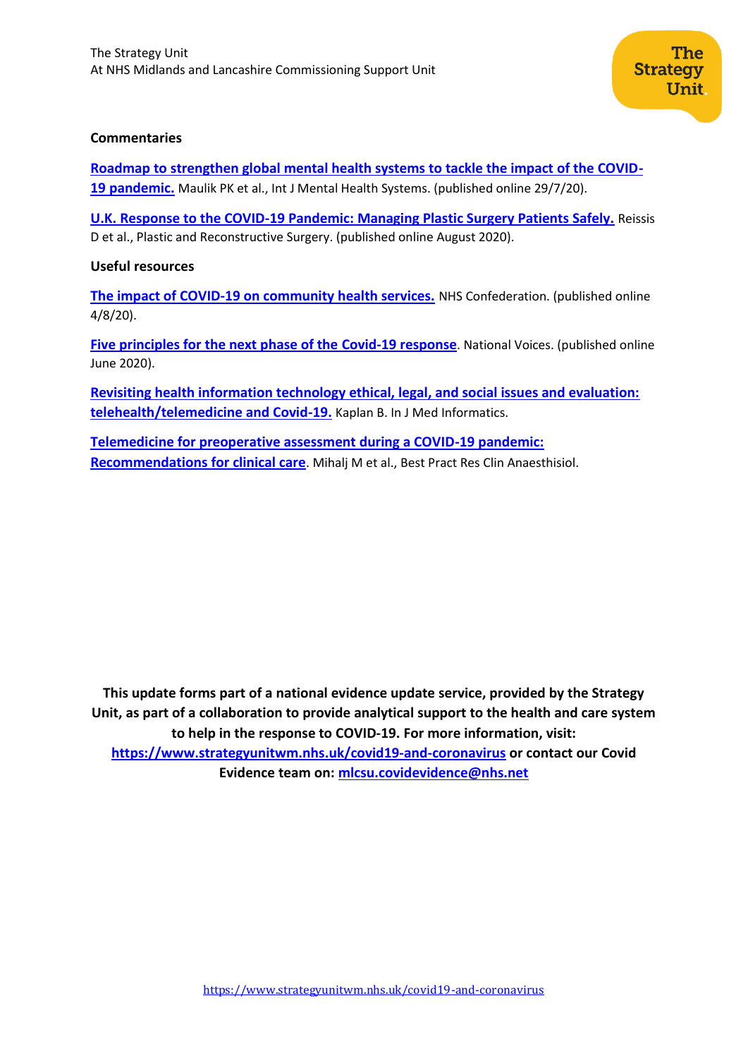**Commentaries**

**Roadmap to strengthen global mental health systems to tackle the impact of the COVID-19 pandemic.** Maulik PK et al., Int J Mental Health Systems. (published online 29/7/20).

**U.K. Response to the COVID-19 Pandemic: Managing Plastic Surgery Patients Safely.** Reissis D et al., Plastic and Reconstructive Surgery. (published online August 2020).

**Useful resources**

**The impact of COVID-19 on community health services.** NHS Confederation. (published online 4/8/20).

**Five principles for the next phase of the Covid-19 response**. National Voices. (published online June 2020).

**Revisiting health information technology ethical, legal, and social issues and evaluation: telehealth/telemedicine and Covid-19.** Kaplan B. In J Med Informatics.

**Telemedicine for preoperative assessment during a COVID-19 pandemic: Recommendations for clinical care**. Mihalj M et al., Best Pract Res Clin Anaesthisiol.

**This update forms part of a national evidence update service, provided by the Strategy Unit, as part of a collaboration to provide analytical support to the health and care system to help in the response to COVID-19. For more information, visit: https://www.strategyunitwm.nhs.uk/covid19-and-coronavirus or contact our Covid Evidence team on: mlcsu.covidevidence@nhs.net**